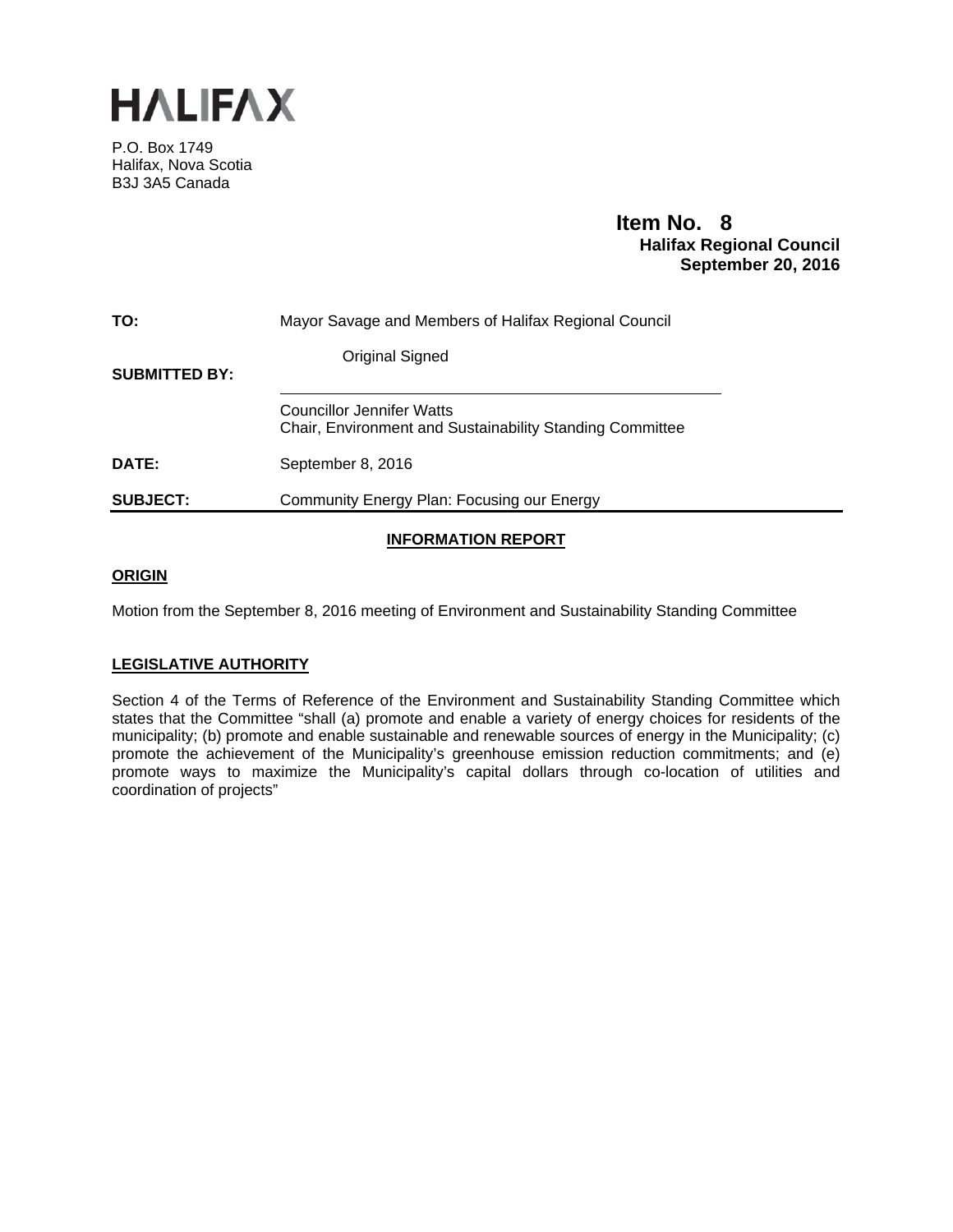# HALIFAX

P.O. Box 1749
Halifax, Nova Scotia
B3J 3A5 Canada

**Item No. 8**
**Halifax Regional Council**
**September 20, 2016**

| | |
|---|---|
| **TO:** | Mayor Savage and Members of Halifax Regional Council |
| **SUBMITTED BY:** | Original Signed<br><br>Councillor Jennifer Watts<br>Chair, Environment and Sustainability Standing Committee |
| **DATE:** | September 8, 2016 |
| **SUBJECT:** | Community Energy Plan: Focusing our Energy |

## INFORMATION REPORT

### ORIGIN

Motion from the September 8, 2016 meeting of Environment and Sustainability Standing Committee

### LEGISLATIVE AUTHORITY

Section 4 of the Terms of Reference of the Environment and Sustainability Standing Committee which states that the Committee "shall (a) promote and enable a variety of energy choices for residents of the municipality; (b) promote and enable sustainable and renewable sources of energy in the Municipality; (c) promote the achievement of the Municipality's greenhouse emission reduction commitments; and (e) promote ways to maximize the Municipality's capital dollars through co-location of utilities and coordination of projects"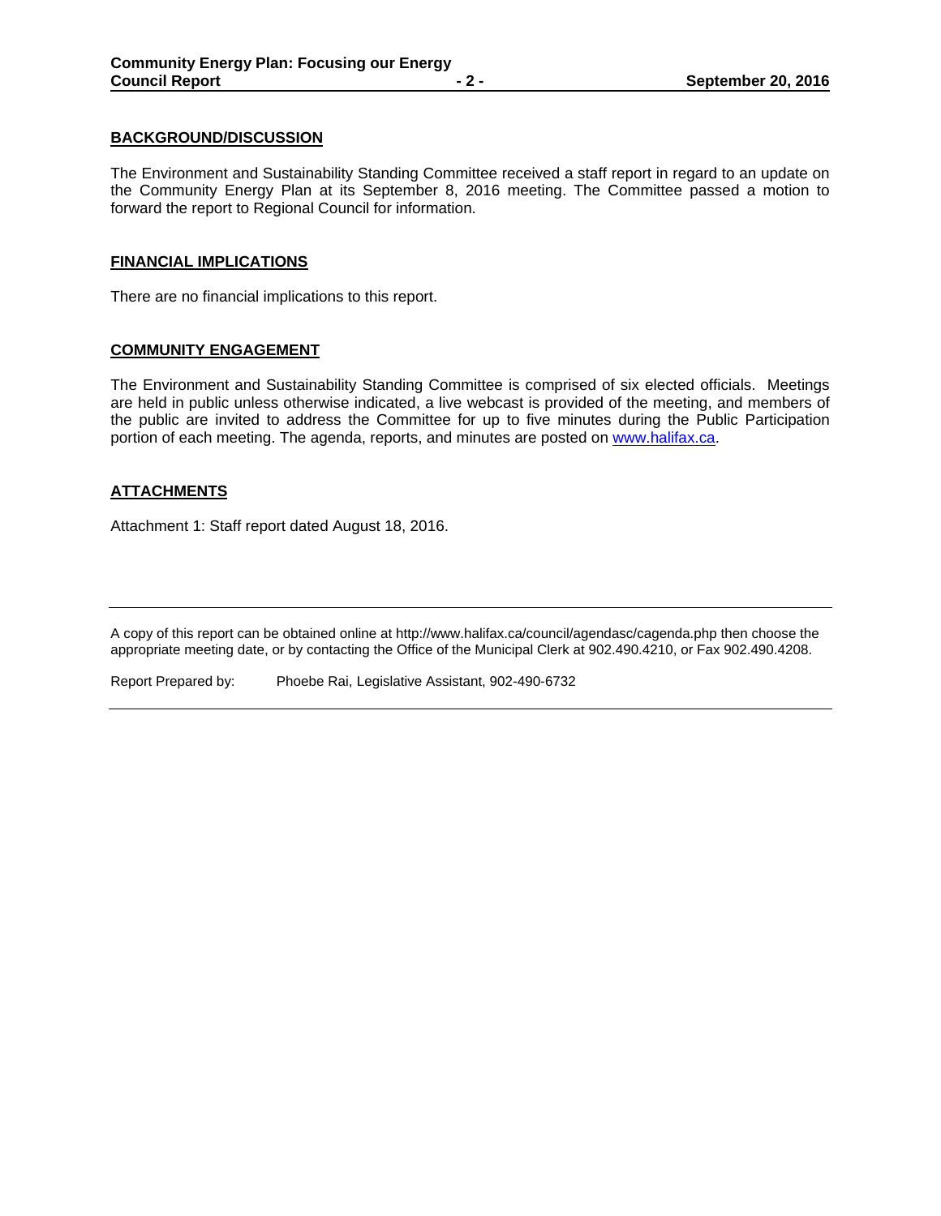## BACKGROUND/DISCUSSION

The Environment and Sustainability Standing Committee received a staff report in regard to an update on the Community Energy Plan at its September 8, 2016 meeting. The Committee passed a motion to forward the report to Regional Council for information.

## FINANCIAL IMPLICATIONS

There are no financial implications to this report.

## COMMUNITY ENGAGEMENT

The Environment and Sustainability Standing Committee is comprised of six elected officials. Meetings are held in public unless otherwise indicated, a live webcast is provided of the meeting, and members of the public are invited to address the Committee for up to five minutes during the Public Participation portion of each meeting. The agenda, reports, and minutes are posted on www.halifax.ca.

## ATTACHMENTS

Attachment 1: Staff report dated August 18, 2016.

---

A copy of this report can be obtained online at http://www.halifax.ca/council/agendasc/cagenda.php then choose the appropriate meeting date, or by contacting the Office of the Municipal Clerk at 902.490.4210, or Fax 902.490.4208.

Report Prepared by: Phoebe Rai, Legislative Assistant, 902-490-6732

---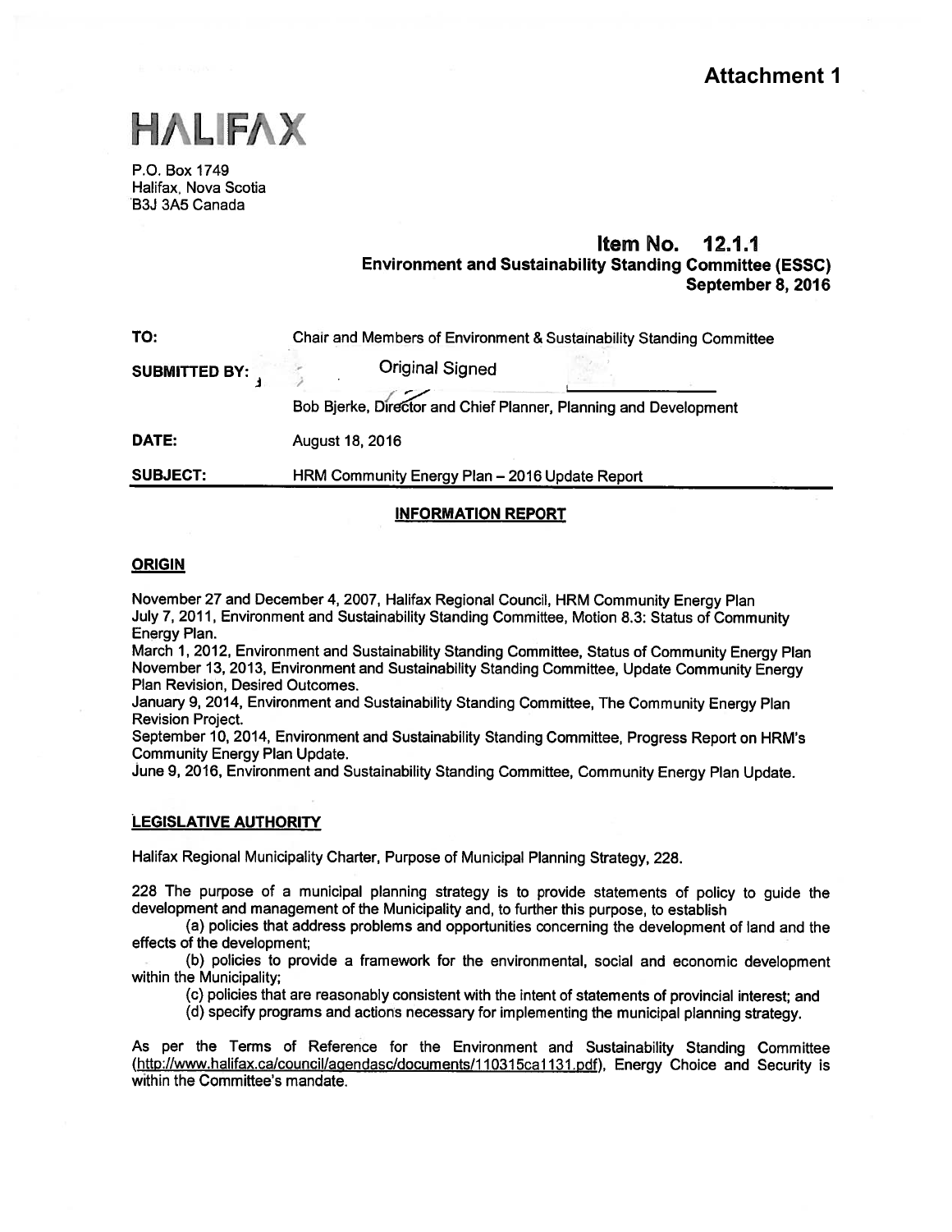# Attachment 1

**HALIFAX**

P.O. Box 1749
Halifax, Nova Scotia
B3J 3A5 Canada

## Item No. 12.1.1
### Environment and Sustainability Standing Committee (ESSC)
### September 8, 2016

| | |
|---|---|
| **TO:** | Chair and Members of Environment & Sustainability Standing Committee |
| **SUBMITTED BY:** | Original Signed<br>Bob Bjerke, Director and Chief Planner, Planning and Development |
| **DATE:** | August 18, 2016 |
| **SUBJECT:** | HRM Community Energy Plan – 2016 Update Report |

**INFORMATION REPORT**

**ORIGIN**

November 27 and December 4, 2007, Halifax Regional Council, HRM Community Energy Plan
July 7, 2011, Environment and Sustainability Standing Committee, Motion 8.3: Status of Community Energy Plan.
March 1, 2012, Environment and Sustainability Standing Committee, Status of Community Energy Plan
November 13, 2013, Environment and Sustainability Standing Committee, Update Community Energy Plan Revision, Desired Outcomes.
January 9, 2014, Environment and Sustainability Standing Committee, The Community Energy Plan Revision Project.
September 10, 2014, Environment and Sustainability Standing Committee, Progress Report on HRM's Community Energy Plan Update.
June 9, 2016, Environment and Sustainability Standing Committee, Community Energy Plan Update.

**LEGISLATIVE AUTHORITY**

Halifax Regional Municipality Charter, Purpose of Municipal Planning Strategy, 228.

228 The purpose of a municipal planning strategy is to provide statements of policy to guide the development and management of the Municipality and, to further this purpose, to establish

(a) policies that address problems and opportunities concerning the development of land and the effects of the development;

(b) policies to provide a framework for the environmental, social and economic development within the Municipality;

(c) policies that are reasonably consistent with the intent of statements of provincial interest; and

(d) specify programs and actions necessary for implementing the municipal planning strategy.

As per the Terms of Reference for the Environment and Sustainability Standing Committee (http://www.halifax.ca/council/agendasc/documents/110315ca1131.pdf), Energy Choice and Security is within the Committee's mandate.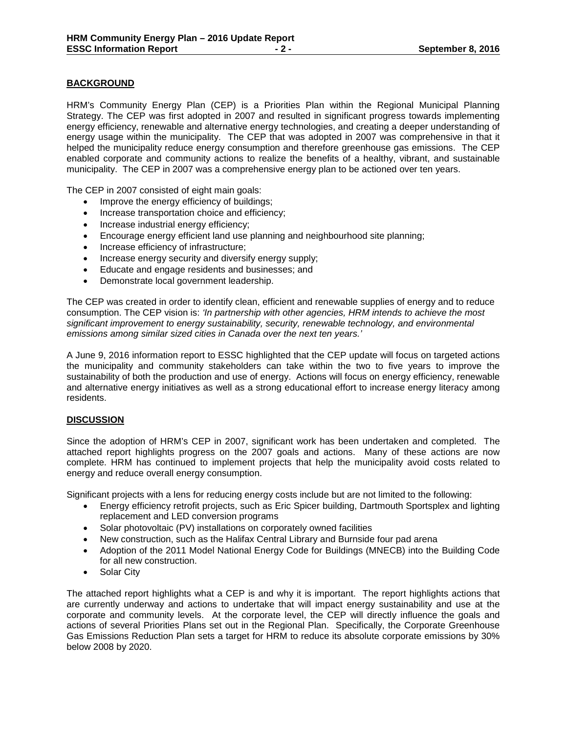## BACKGROUND

HRM's Community Energy Plan (CEP) is a Priorities Plan within the Regional Municipal Planning Strategy. The CEP was first adopted in 2007 and resulted in significant progress towards implementing energy efficiency, renewable and alternative energy technologies, and creating a deeper understanding of energy usage within the municipality. The CEP that was adopted in 2007 was comprehensive in that it helped the municipality reduce energy consumption and therefore greenhouse gas emissions. The CEP enabled corporate and community actions to realize the benefits of a healthy, vibrant, and sustainable municipality. The CEP in 2007 was a comprehensive energy plan to be actioned over ten years.

The CEP in 2007 consisted of eight main goals:

- Improve the energy efficiency of buildings;
- Increase transportation choice and efficiency;
- Increase industrial energy efficiency;
- Encourage energy efficient land use planning and neighbourhood site planning;
- Increase efficiency of infrastructure;
- Increase energy security and diversify energy supply;
- Educate and engage residents and businesses; and
- Demonstrate local government leadership.

The CEP was created in order to identify clean, efficient and renewable supplies of energy and to reduce consumption. The CEP vision is: *'In partnership with other agencies, HRM intends to achieve the most significant improvement to energy sustainability, security, renewable technology, and environmental emissions among similar sized cities in Canada over the next ten years.'*

A June 9, 2016 information report to ESSC highlighted that the CEP update will focus on targeted actions the municipality and community stakeholders can take within the two to five years to improve the sustainability of both the production and use of energy. Actions will focus on energy efficiency, renewable and alternative energy initiatives as well as a strong educational effort to increase energy literacy among residents.

## DISCUSSION

Since the adoption of HRM's CEP in 2007, significant work has been undertaken and completed. The attached report highlights progress on the 2007 goals and actions. Many of these actions are now complete. HRM has continued to implement projects that help the municipality avoid costs related to energy and reduce overall energy consumption.

Significant projects with a lens for reducing energy costs include but are not limited to the following:

- Energy efficiency retrofit projects, such as Eric Spicer building, Dartmouth Sportsplex and lighting replacement and LED conversion programs
- Solar photovoltaic (PV) installations on corporately owned facilities
- New construction, such as the Halifax Central Library and Burnside four pad arena
- Adoption of the 2011 Model National Energy Code for Buildings (MNECB) into the Building Code for all new construction.
- Solar City

The attached report highlights what a CEP is and why it is important. The report highlights actions that are currently underway and actions to undertake that will impact energy sustainability and use at the corporate and community levels. At the corporate level, the CEP will directly influence the goals and actions of several Priorities Plans set out in the Regional Plan. Specifically, the Corporate Greenhouse Gas Emissions Reduction Plan sets a target for HRM to reduce its absolute corporate emissions by 30% below 2008 by 2020.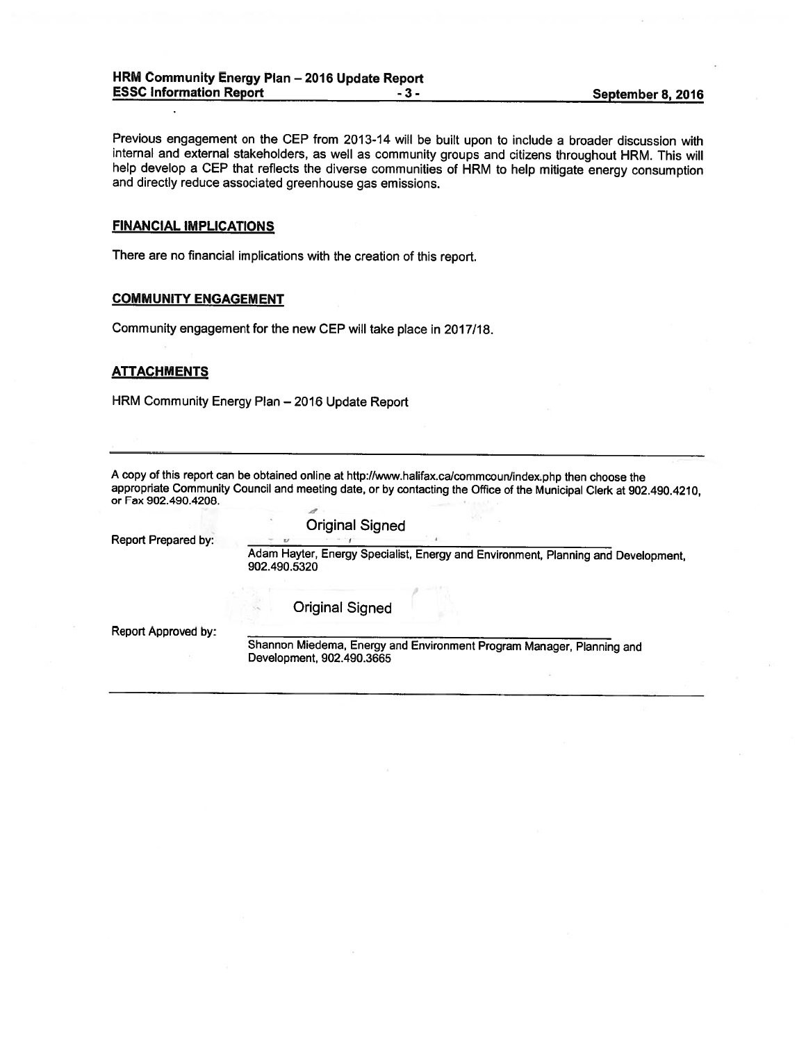Previous engagement on the CEP from 2013-14 will be built upon to include a broader discussion with internal and external stakeholders, as well as community groups and citizens throughout HRM. This will help develop a CEP that reflects the diverse communities of HRM to help mitigate energy consumption and directly reduce associated greenhouse gas emissions.

## FINANCIAL IMPLICATIONS

There are no financial implications with the creation of this report.

## COMMUNITY ENGAGEMENT

Community engagement for the new CEP will take place in 2017/18.

## ATTACHMENTS

HRM Community Energy Plan – 2016 Update Report

---

A copy of this report can be obtained online at http://www.halifax.ca/commcoun/index.php then choose the appropriate Community Council and meeting date, or by contacting the Office of the Municipal Clerk at 902.490.4210, or Fax 902.490.4208.

Report Prepared by: Original Signed

Adam Hayter, Energy Specialist, Energy and Environment, Planning and Development, 902.490.5320

Report Approved by: Original Signed

Shannon Miedema, Energy and Environment Program Manager, Planning and Development, 902.490.3665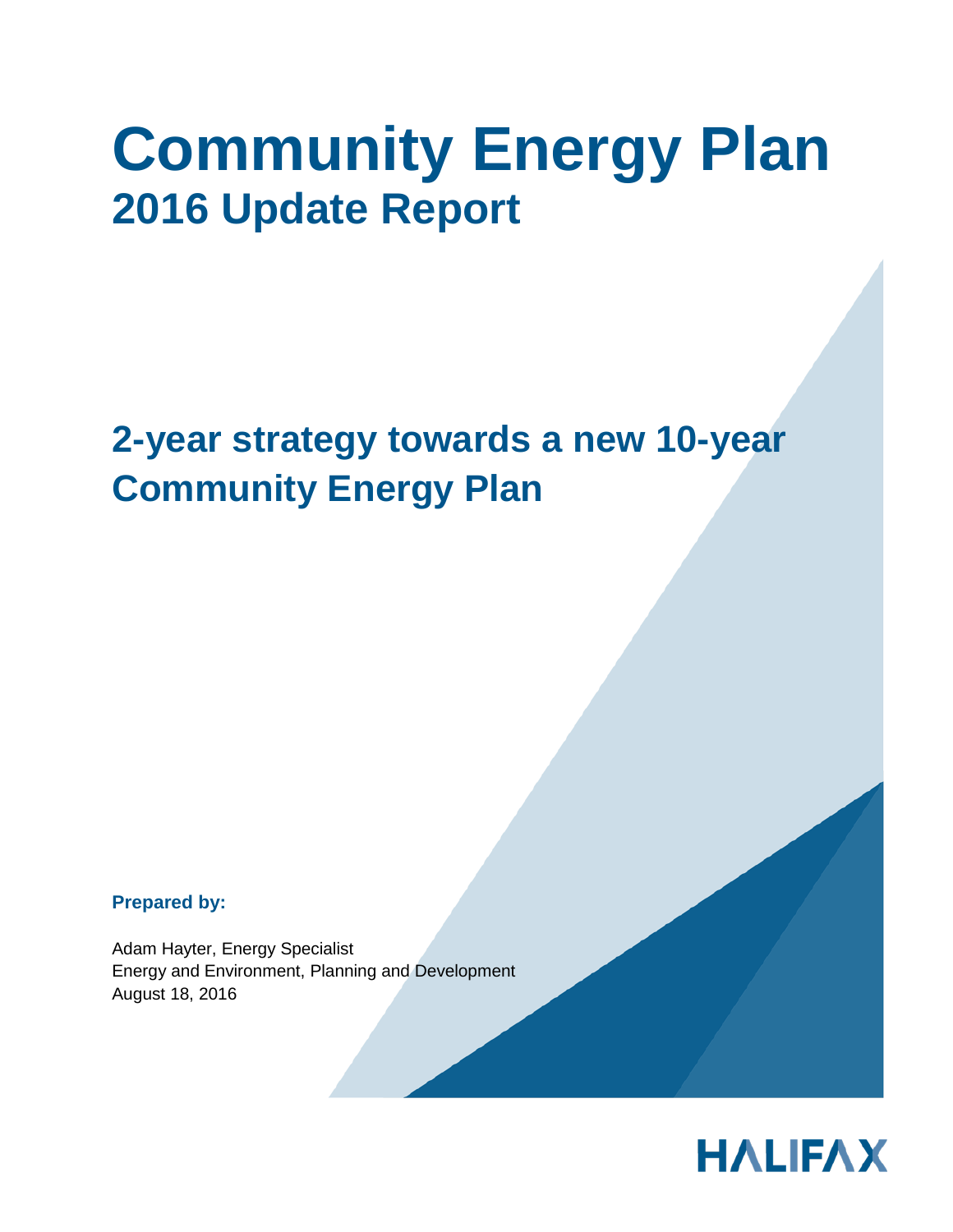# Community Energy Plan

## 2016 Update Report

## 2-year strategy towards a new 10-year Community Energy Plan

**Prepared by:**

Adam Hayter, Energy Specialist
Energy and Environment, Planning and Development
August 18, 2016

HALIFAX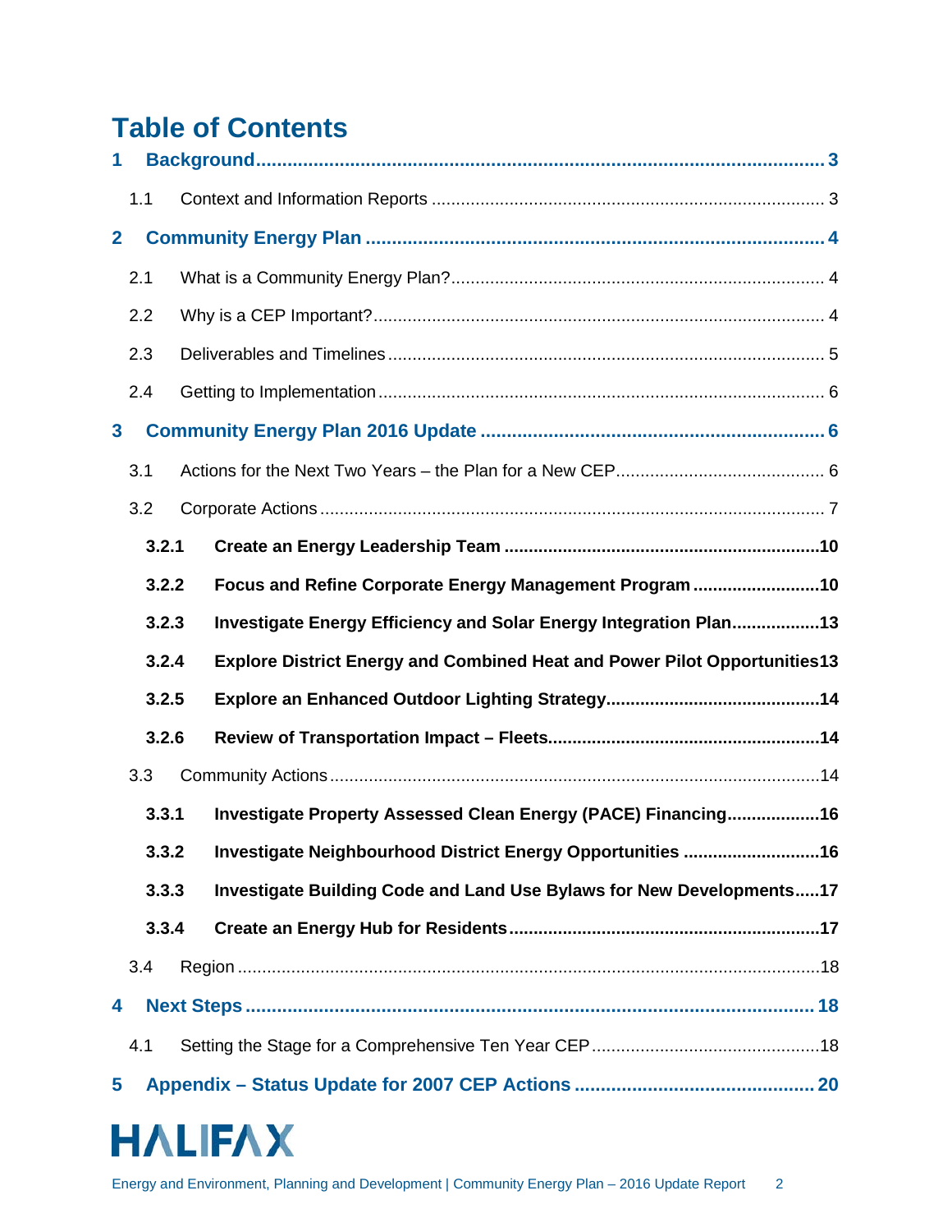# Table of Contents

**1 Background** ... 3

- 1.1 Context and Information Reports ... 3

**2 Community Energy Plan** ... 4

- 2.1 What is a Community Energy Plan? ... 4
- 2.2 Why is a CEP Important? ... 4
- 2.3 Deliverables and Timelines ... 5
- 2.4 Getting to Implementation ... 6

**3 Community Energy Plan 2016 Update** ... 6

- 3.1 Actions for the Next Two Years – the Plan for a New CEP ... 6
- 3.2 Corporate Actions ... 7
  - **3.2.1 Create an Energy Leadership Team** ... 10
  - **3.2.2 Focus and Refine Corporate Energy Management Program** ... 10
  - **3.2.3 Investigate Energy Efficiency and Solar Energy Integration Plan** ... 13
  - **3.2.4 Explore District Energy and Combined Heat and Power Pilot Opportunities** ... 13
  - **3.2.5 Explore an Enhanced Outdoor Lighting Strategy** ... 14
  - **3.2.6 Review of Transportation Impact – Fleets** ... 14
- 3.3 Community Actions ... 14
  - **3.3.1 Investigate Property Assessed Clean Energy (PACE) Financing** ... 16
  - **3.3.2 Investigate Neighbourhood District Energy Opportunities** ... 16
  - **3.3.3 Investigate Building Code and Land Use Bylaws for New Developments** ... 17
  - **3.3.4 Create an Energy Hub for Residents** ... 17
- 3.4 Region ... 18

**4 Next Steps** ... 18

- 4.1 Setting the Stage for a Comprehensive Ten Year CEP ... 18

**5 Appendix – Status Update for 2007 CEP Actions** ... 20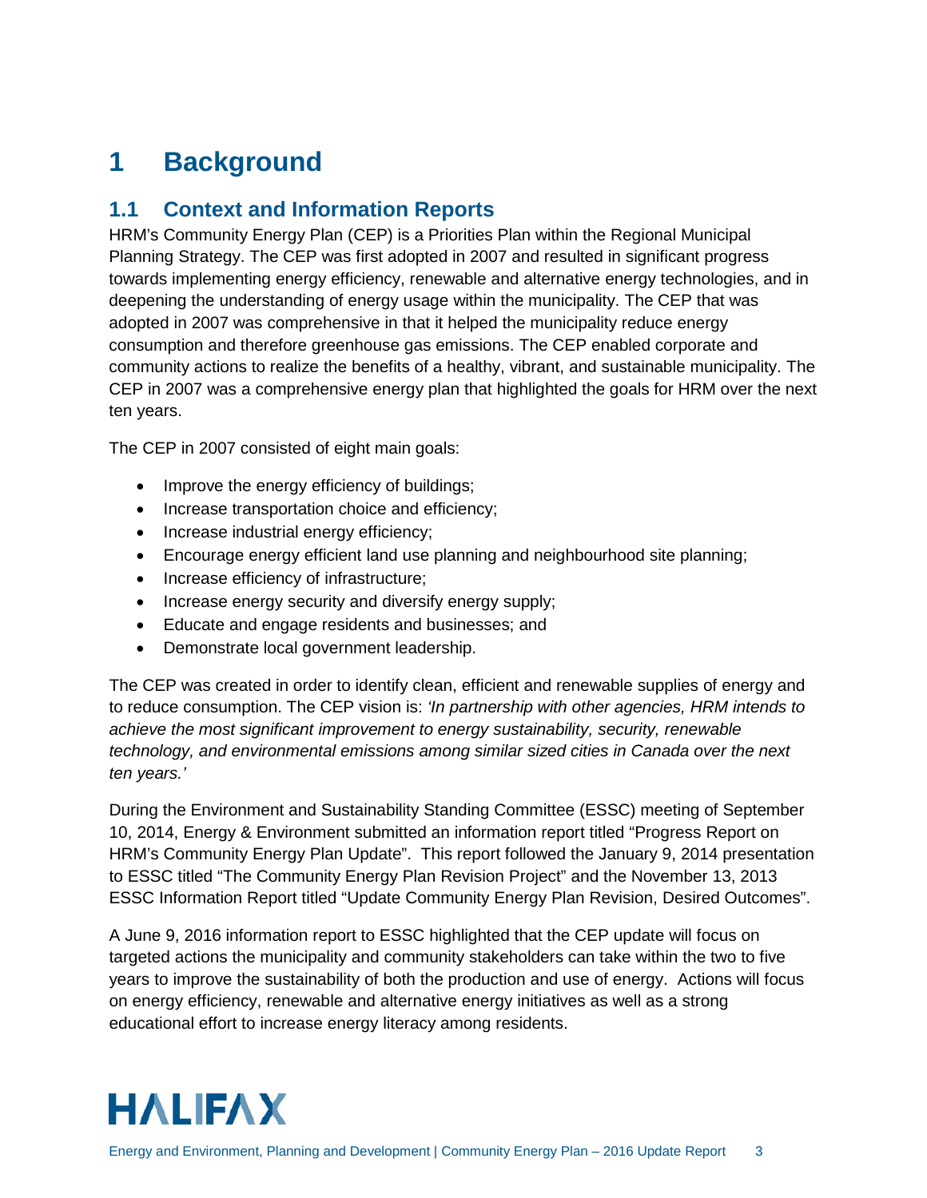# 1 Background

## 1.1 Context and Information Reports

HRM's Community Energy Plan (CEP) is a Priorities Plan within the Regional Municipal Planning Strategy. The CEP was first adopted in 2007 and resulted in significant progress towards implementing energy efficiency, renewable and alternative energy technologies, and in deepening the understanding of energy usage within the municipality. The CEP that was adopted in 2007 was comprehensive in that it helped the municipality reduce energy consumption and therefore greenhouse gas emissions. The CEP enabled corporate and community actions to realize the benefits of a healthy, vibrant, and sustainable municipality. The CEP in 2007 was a comprehensive energy plan that highlighted the goals for HRM over the next ten years.

The CEP in 2007 consisted of eight main goals:

- Improve the energy efficiency of buildings;
- Increase transportation choice and efficiency;
- Increase industrial energy efficiency;
- Encourage energy efficient land use planning and neighbourhood site planning;
- Increase efficiency of infrastructure;
- Increase energy security and diversify energy supply;
- Educate and engage residents and businesses; and
- Demonstrate local government leadership.

The CEP was created in order to identify clean, efficient and renewable supplies of energy and to reduce consumption. The CEP vision is: *'In partnership with other agencies, HRM intends to achieve the most significant improvement to energy sustainability, security, renewable technology, and environmental emissions among similar sized cities in Canada over the next ten years.'*

During the Environment and Sustainability Standing Committee (ESSC) meeting of September 10, 2014, Energy & Environment submitted an information report titled "Progress Report on HRM's Community Energy Plan Update". This report followed the January 9, 2014 presentation to ESSC titled "The Community Energy Plan Revision Project" and the November 13, 2013 ESSC Information Report titled "Update Community Energy Plan Revision, Desired Outcomes".

A June 9, 2016 information report to ESSC highlighted that the CEP update will focus on targeted actions the municipality and community stakeholders can take within the two to five years to improve the sustainability of both the production and use of energy. Actions will focus on energy efficiency, renewable and alternative energy initiatives as well as a strong educational effort to increase energy literacy among residents.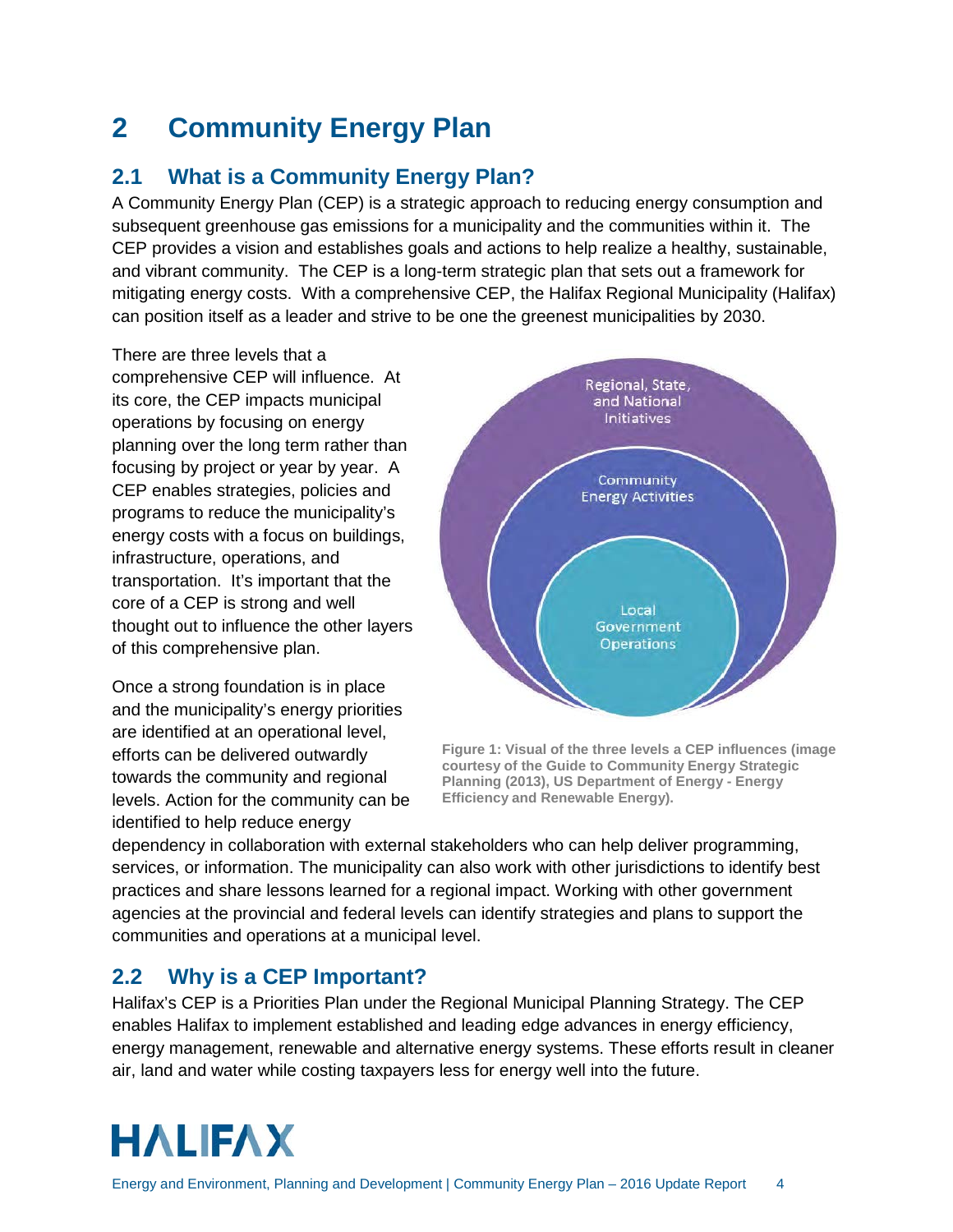# 2 Community Energy Plan

## 2.1 What is a Community Energy Plan?

A Community Energy Plan (CEP) is a strategic approach to reducing energy consumption and subsequent greenhouse gas emissions for a municipality and the communities within it. The CEP provides a vision and establishes goals and actions to help realize a healthy, sustainable, and vibrant community. The CEP is a long-term strategic plan that sets out a framework for mitigating energy costs. With a comprehensive CEP, the Halifax Regional Municipality (Halifax) can position itself as a leader and strive to be one the greenest municipalities by 2030.

There are three levels that a comprehensive CEP will influence. At its core, the CEP impacts municipal operations by focusing on energy planning over the long term rather than focusing by project or year by year. A CEP enables strategies, policies and programs to reduce the municipality's energy costs with a focus on buildings, infrastructure, operations, and transportation. It's important that the core of a CEP is strong and well thought out to influence the other layers of this comprehensive plan.

Regional, State, and National Initiatives

Community Energy Activities

Local Government Operations

**Figure 1: Visual of the three levels a CEP influences (image courtesy of the Guide to Community Energy Strategic Planning (2013), US Department of Energy - Energy Efficiency and Renewable Energy).**

Once a strong foundation is in place and the municipality's energy priorities are identified at an operational level, efforts can be delivered outwardly towards the community and regional levels. Action for the community can be identified to help reduce energy dependency in collaboration with external stakeholders who can help deliver programming, services, or information. The municipality can also work with other jurisdictions to identify best practices and share lessons learned for a regional impact. Working with other government agencies at the provincial and federal levels can identify strategies and plans to support the communities and operations at a municipal level.

## 2.2 Why is a CEP Important?

Halifax's CEP is a Priorities Plan under the Regional Municipal Planning Strategy. The CEP enables Halifax to implement established and leading edge advances in energy efficiency, energy management, renewable and alternative energy systems. These efforts result in cleaner air, land and water while costing taxpayers less for energy well into the future.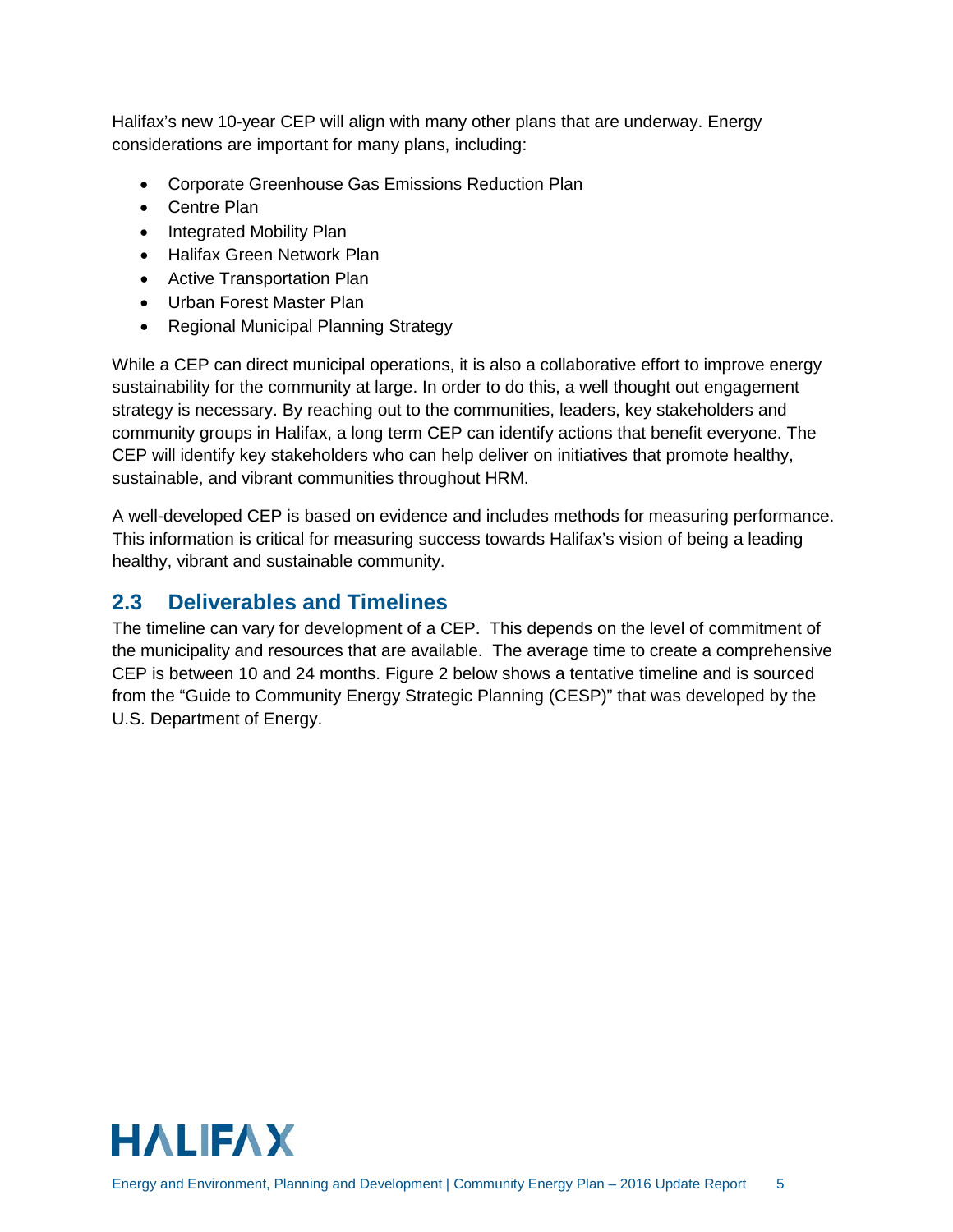Halifax's new 10-year CEP will align with many other plans that are underway. Energy considerations are important for many plans, including:

- Corporate Greenhouse Gas Emissions Reduction Plan
- Centre Plan
- Integrated Mobility Plan
- Halifax Green Network Plan
- Active Transportation Plan
- Urban Forest Master Plan
- Regional Municipal Planning Strategy

While a CEP can direct municipal operations, it is also a collaborative effort to improve energy sustainability for the community at large. In order to do this, a well thought out engagement strategy is necessary. By reaching out to the communities, leaders, key stakeholders and community groups in Halifax, a long term CEP can identify actions that benefit everyone. The CEP will identify key stakeholders who can help deliver on initiatives that promote healthy, sustainable, and vibrant communities throughout HRM.

A well-developed CEP is based on evidence and includes methods for measuring performance. This information is critical for measuring success towards Halifax's vision of being a leading healthy, vibrant and sustainable community.

## 2.3 Deliverables and Timelines

The timeline can vary for development of a CEP. This depends on the level of commitment of the municipality and resources that are available. The average time to create a comprehensive CEP is between 10 and 24 months. Figure 2 below shows a tentative timeline and is sourced from the "Guide to Community Energy Strategic Planning (CESP)" that was developed by the U.S. Department of Energy.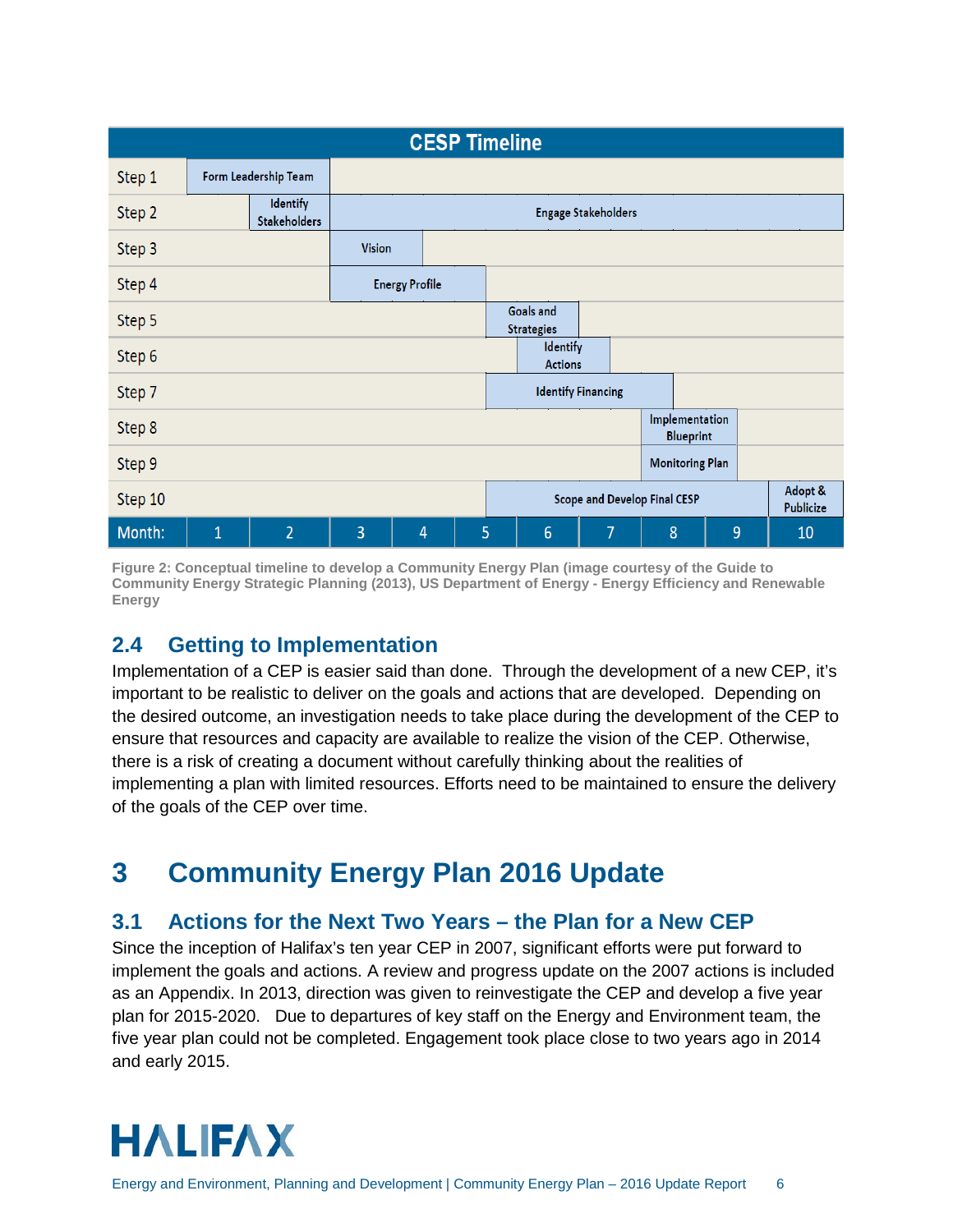| CESP Timeline | | | | | | | | | | |
|---|---|---|---|---|---|---|---|---|---|---|
| Step 1 | Form Leadership Team | | | | | | | | | |
| Step 2 | | Identify Stakeholders | Engage Stakeholders | | | | | | | |
| Step 3 | | | Vision | | | | | | | |
| Step 4 | | | Energy Profile | | | | | | | |
| Step 5 | | | | | | Goals and Strategies | | | | |
| Step 6 | | | | | | Identify Actions | | | | |
| Step 7 | | | | | | Identify Financing | | | | |
| Step 8 | | | | | | | | Implementation Blueprint | | |
| Step 9 | | | | | | | | Monitoring Plan | | |
| Step 10 | | | | | | Scope and Develop Final CESP | | | | Adopt & Publicize |
| Month: | 1 | 2 | 3 | 4 | 5 | 6 | 7 | 8 | 9 | 10 |

**Figure 2: Conceptual timeline to develop a Community Energy Plan (image courtesy of the Guide to Community Energy Strategic Planning (2013), US Department of Energy - Energy Efficiency and Renewable Energy**

## 2.4 Getting to Implementation

Implementation of a CEP is easier said than done. Through the development of a new CEP, it's important to be realistic to deliver on the goals and actions that are developed. Depending on the desired outcome, an investigation needs to take place during the development of the CEP to ensure that resources and capacity are available to realize the vision of the CEP. Otherwise, there is a risk of creating a document without carefully thinking about the realities of implementing a plan with limited resources. Efforts need to be maintained to ensure the delivery of the goals of the CEP over time.

# 3 Community Energy Plan 2016 Update

## 3.1 Actions for the Next Two Years – the Plan for a New CEP

Since the inception of Halifax's ten year CEP in 2007, significant efforts were put forward to implement the goals and actions. A review and progress update on the 2007 actions is included as an Appendix. In 2013, direction was given to reinvestigate the CEP and develop a five year plan for 2015-2020. Due to departures of key staff on the Energy and Environment team, the five year plan could not be completed. Engagement took place close to two years ago in 2014 and early 2015.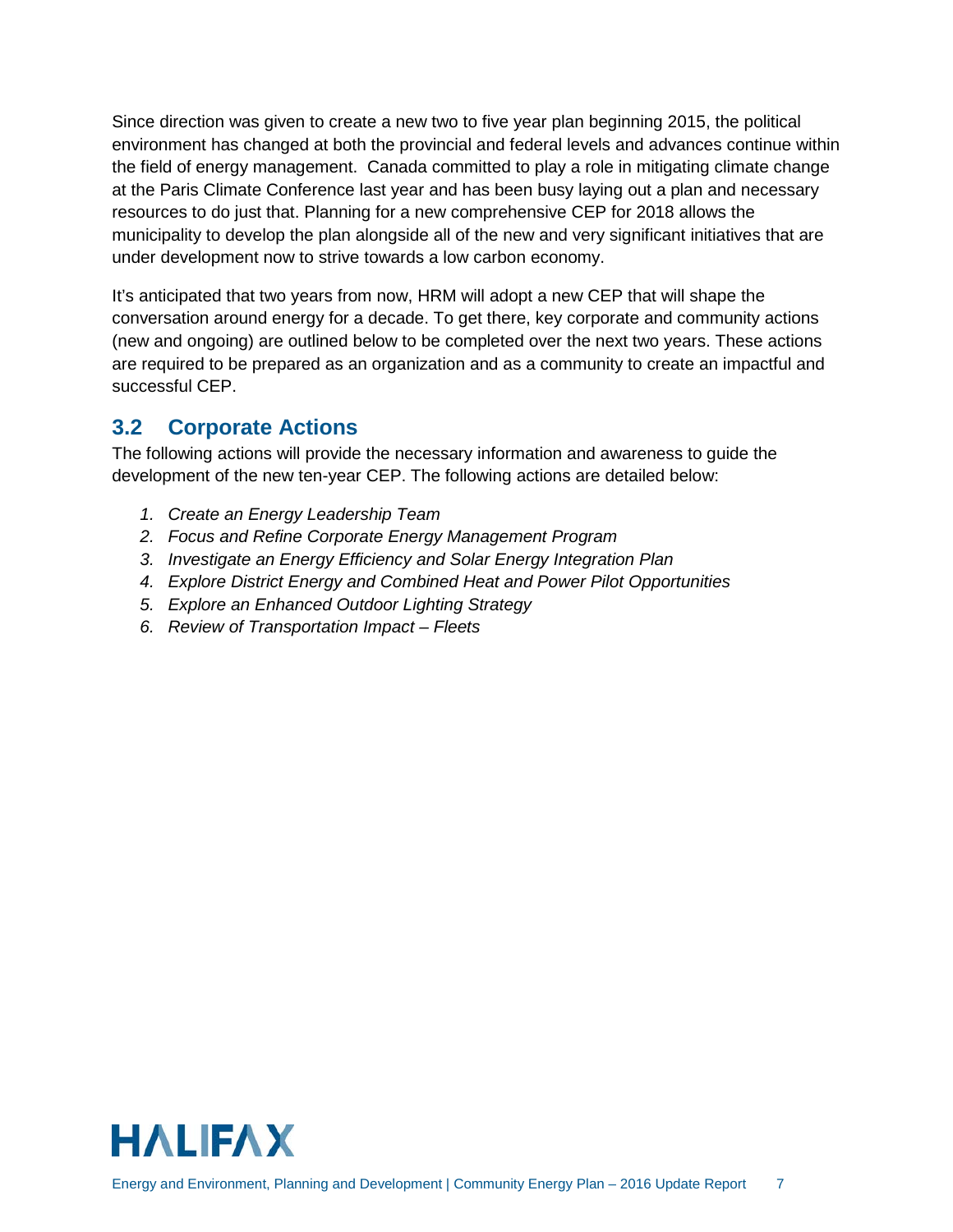Since direction was given to create a new two to five year plan beginning 2015, the political environment has changed at both the provincial and federal levels and advances continue within the field of energy management. Canada committed to play a role in mitigating climate change at the Paris Climate Conference last year and has been busy laying out a plan and necessary resources to do just that. Planning for a new comprehensive CEP for 2018 allows the municipality to develop the plan alongside all of the new and very significant initiatives that are under development now to strive towards a low carbon economy.

It's anticipated that two years from now, HRM will adopt a new CEP that will shape the conversation around energy for a decade. To get there, key corporate and community actions (new and ongoing) are outlined below to be completed over the next two years. These actions are required to be prepared as an organization and as a community to create an impactful and successful CEP.

## 3.2 Corporate Actions

The following actions will provide the necessary information and awareness to guide the development of the new ten-year CEP. The following actions are detailed below:

1. *Create an Energy Leadership Team*
2. *Focus and Refine Corporate Energy Management Program*
3. *Investigate an Energy Efficiency and Solar Energy Integration Plan*
4. *Explore District Energy and Combined Heat and Power Pilot Opportunities*
5. *Explore an Enhanced Outdoor Lighting Strategy*
6. *Review of Transportation Impact – Fleets*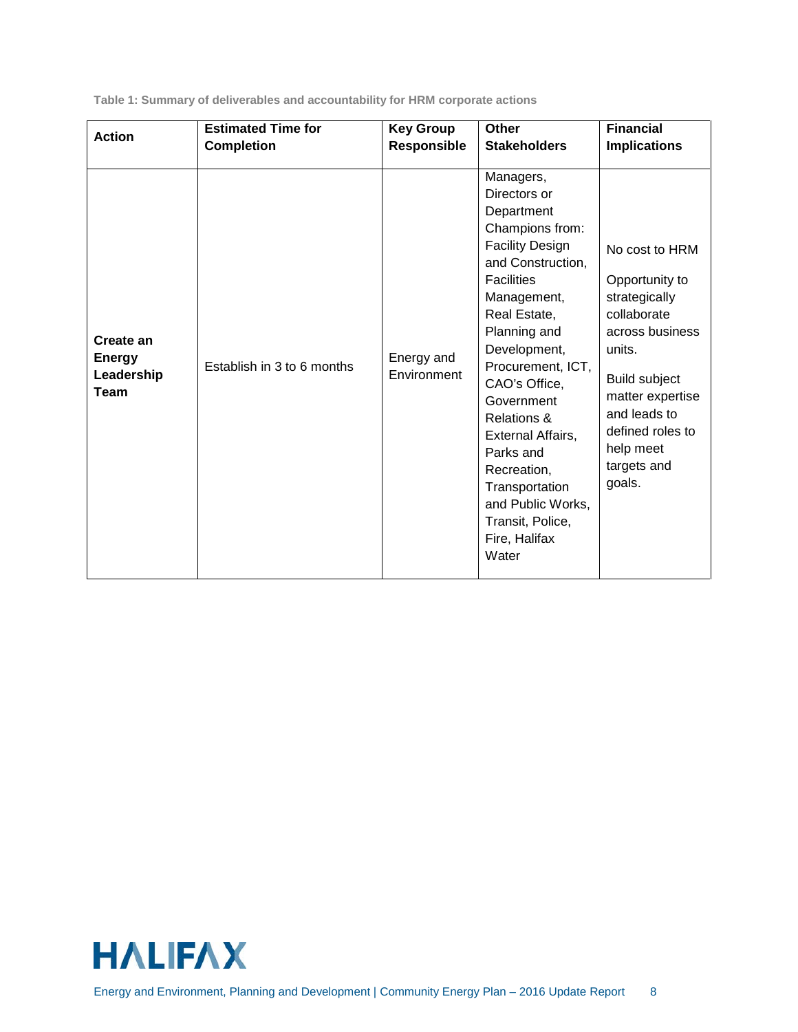Table 1: Summary of deliverables and accountability for HRM corporate actions

| Action | Estimated Time for Completion | Key Group Responsible | Other Stakeholders | Financial Implications |
|---|---|---|---|---|
| **Create an Energy Leadership Team** | Establish in 3 to 6 months | Energy and Environment | Managers, Directors or Department Champions from: Facility Design and Construction, Facilities Management, Real Estate, Planning and Development, Procurement, ICT, CAO's Office, Government Relations & External Affairs, Parks and Recreation, Transportation and Public Works, Transit, Police, Fire, Halifax Water | No cost to HRM<br><br>Opportunity to strategically collaborate across business units.<br><br>Build subject matter expertise and leads to defined roles to help meet targets and goals. |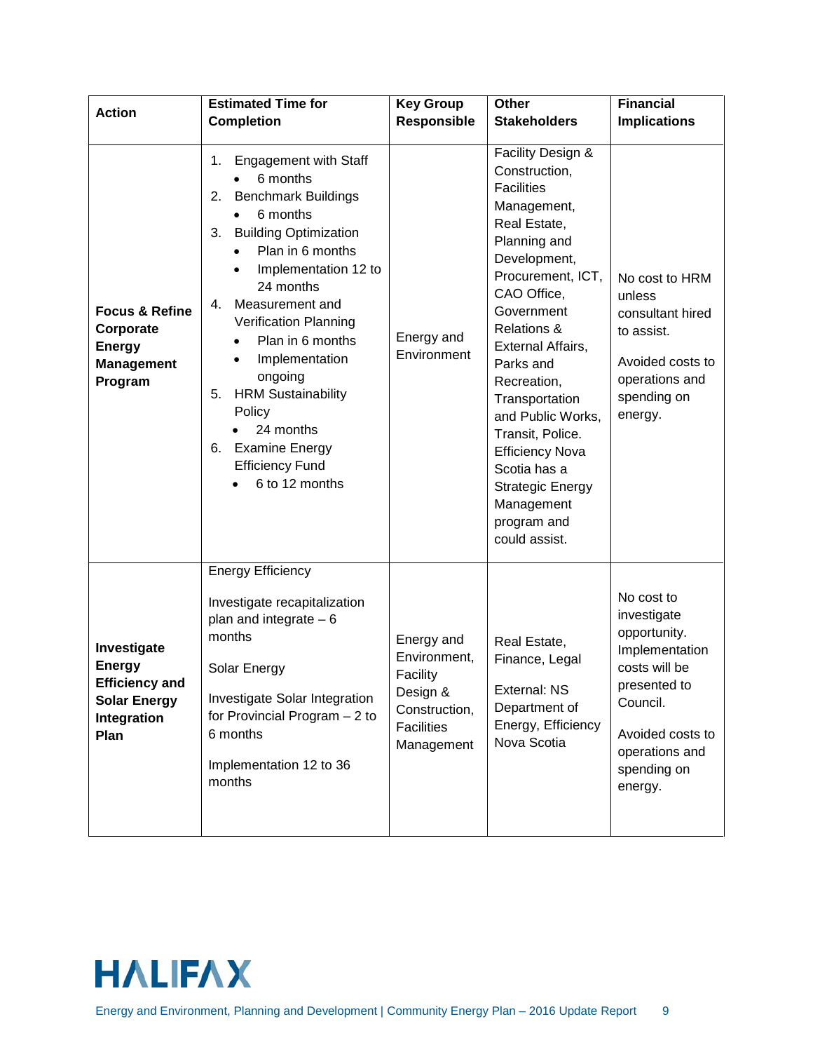| Action | Estimated Time for Completion | Key Group Responsible | Other Stakeholders | Financial Implications |
|---|---|---|---|---|
| **Focus & Refine Corporate Energy Management Program** | 1. Engagement with Staff<br>• 6 months<br>2. Benchmark Buildings<br>• 6 months<br>3. Building Optimization<br>• Plan in 6 months<br>• Implementation 12 to 24 months<br>4. Measurement and Verification Planning<br>• Plan in 6 months<br>• Implementation ongoing<br>5. HRM Sustainability Policy<br>• 24 months<br>6. Examine Energy Efficiency Fund<br>• 6 to 12 months | Energy and Environment | Facility Design & Construction, Facilities Management, Real Estate, Planning and Development, Procurement, ICT, CAO Office, Government Relations & External Affairs, Parks and Recreation, Transportation and Public Works, Transit, Police. Efficiency Nova Scotia has a Strategic Energy Management program and could assist. | No cost to HRM unless consultant hired to assist.<br><br>Avoided costs to operations and spending on energy. |
| **Investigate Energy Efficiency and Solar Energy Integration Plan** | Energy Efficiency<br><br>Investigate recapitalization plan and integrate – 6 months<br><br>Solar Energy<br><br>Investigate Solar Integration for Provincial Program – 2 to 6 months<br><br>Implementation 12 to 36 months | Energy and Environment, Facility Design & Construction, Facilities Management | Real Estate, Finance, Legal<br><br>External: NS Department of Energy, Efficiency Nova Scotia | No cost to investigate opportunity. Implementation costs will be presented to Council.<br><br>Avoided costs to operations and spending on energy. |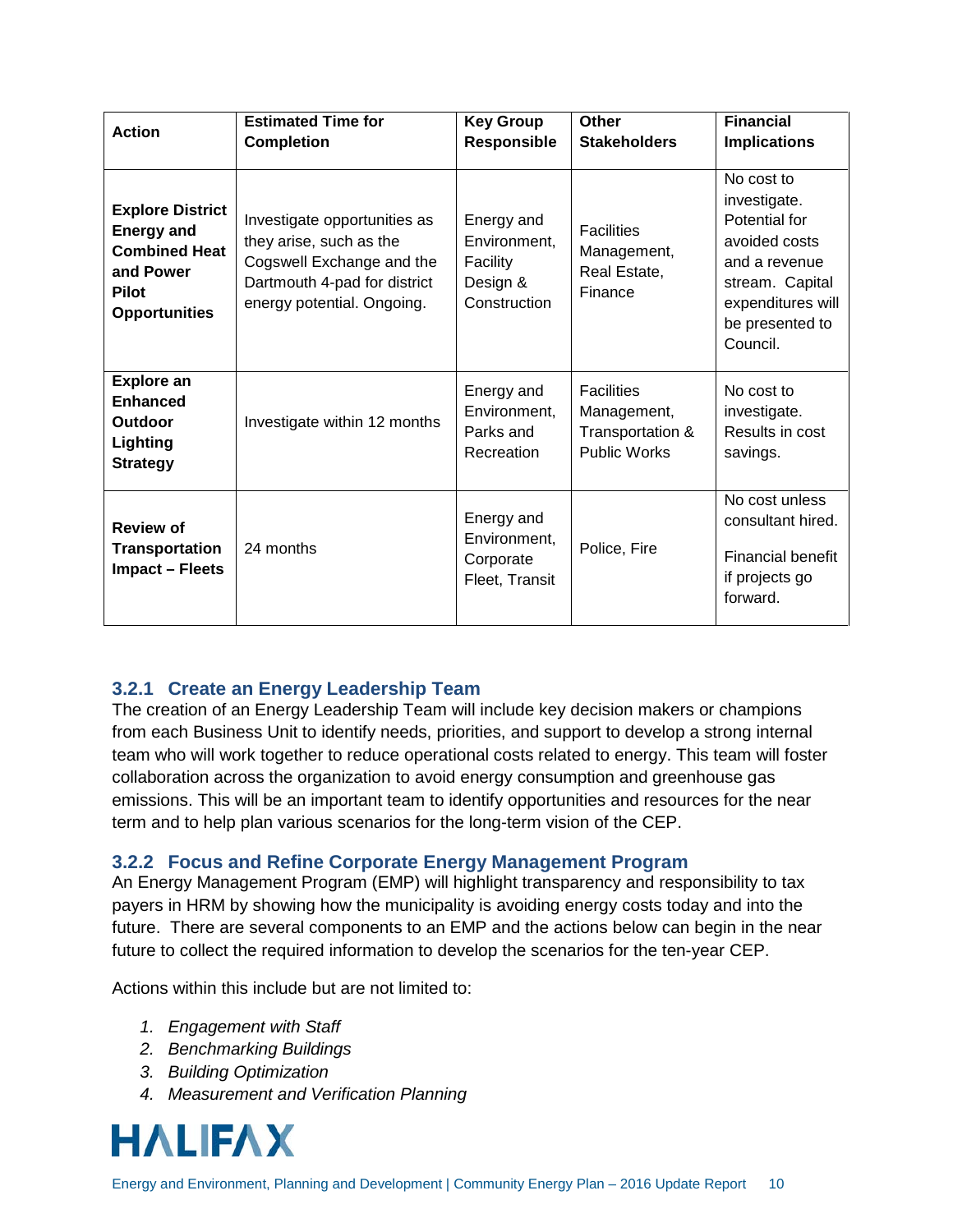| Action | Estimated Time for Completion | Key Group Responsible | Other Stakeholders | Financial Implications |
|---|---|---|---|---|
| **Explore District Energy and Combined Heat and Power Pilot Opportunities** | Investigate opportunities as they arise, such as the Cogswell Exchange and the Dartmouth 4-pad for district energy potential. Ongoing. | Energy and Environment, Facility Design & Construction | Facilities Management, Real Estate, Finance | No cost to investigate. Potential for avoided costs and a revenue stream. Capital expenditures will be presented to Council. |
| **Explore an Enhanced Outdoor Lighting Strategy** | Investigate within 12 months | Energy and Environment, Parks and Recreation | Facilities Management, Transportation & Public Works | No cost to investigate. Results in cost savings. |
| **Review of Transportation Impact – Fleets** | 24 months | Energy and Environment, Corporate Fleet, Transit | Police, Fire | No cost unless consultant hired. Financial benefit if projects go forward. |

### 3.2.1 Create an Energy Leadership Team

The creation of an Energy Leadership Team will include key decision makers or champions from each Business Unit to identify needs, priorities, and support to develop a strong internal team who will work together to reduce operational costs related to energy. This team will foster collaboration across the organization to avoid energy consumption and greenhouse gas emissions. This will be an important team to identify opportunities and resources for the near term and to help plan various scenarios for the long-term vision of the CEP.

### 3.2.2 Focus and Refine Corporate Energy Management Program

An Energy Management Program (EMP) will highlight transparency and responsibility to tax payers in HRM by showing how the municipality is avoiding energy costs today and into the future. There are several components to an EMP and the actions below can begin in the near future to collect the required information to develop the scenarios for the ten-year CEP.

Actions within this include but are not limited to:

1. *Engagement with Staff*
2. *Benchmarking Buildings*
3. *Building Optimization*
4. *Measurement and Verification Planning*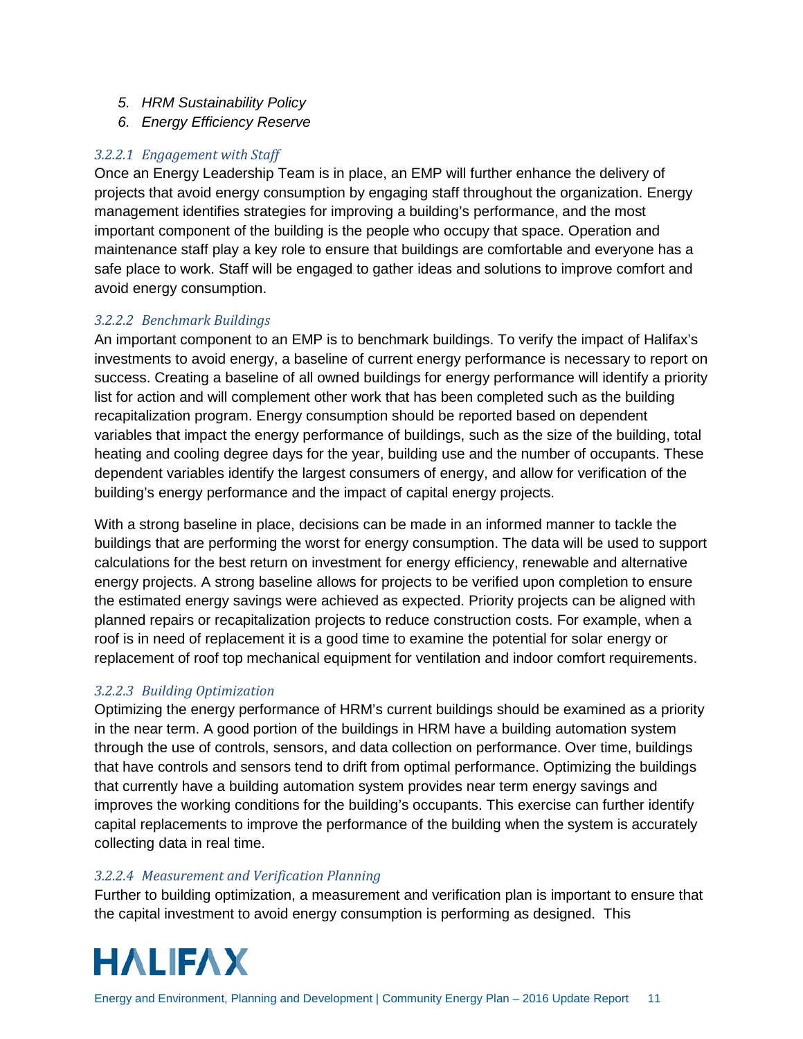*5. HRM Sustainability Policy*
*6. Energy Efficiency Reserve*

#### *3.2.2.1 Engagement with Staff*

Once an Energy Leadership Team is in place, an EMP will further enhance the delivery of projects that avoid energy consumption by engaging staff throughout the organization. Energy management identifies strategies for improving a building's performance, and the most important component of the building is the people who occupy that space. Operation and maintenance staff play a key role to ensure that buildings are comfortable and everyone has a safe place to work. Staff will be engaged to gather ideas and solutions to improve comfort and avoid energy consumption.

#### *3.2.2.2 Benchmark Buildings*

An important component to an EMP is to benchmark buildings. To verify the impact of Halifax's investments to avoid energy, a baseline of current energy performance is necessary to report on success. Creating a baseline of all owned buildings for energy performance will identify a priority list for action and will complement other work that has been completed such as the building recapitalization program. Energy consumption should be reported based on dependent variables that impact the energy performance of buildings, such as the size of the building, total heating and cooling degree days for the year, building use and the number of occupants. These dependent variables identify the largest consumers of energy, and allow for verification of the building's energy performance and the impact of capital energy projects.

With a strong baseline in place, decisions can be made in an informed manner to tackle the buildings that are performing the worst for energy consumption. The data will be used to support calculations for the best return on investment for energy efficiency, renewable and alternative energy projects. A strong baseline allows for projects to be verified upon completion to ensure the estimated energy savings were achieved as expected. Priority projects can be aligned with planned repairs or recapitalization projects to reduce construction costs. For example, when a roof is in need of replacement it is a good time to examine the potential for solar energy or replacement of roof top mechanical equipment for ventilation and indoor comfort requirements.

#### *3.2.2.3 Building Optimization*

Optimizing the energy performance of HRM's current buildings should be examined as a priority in the near term. A good portion of the buildings in HRM have a building automation system through the use of controls, sensors, and data collection on performance. Over time, buildings that have controls and sensors tend to drift from optimal performance. Optimizing the buildings that currently have a building automation system provides near term energy savings and improves the working conditions for the building's occupants. This exercise can further identify capital replacements to improve the performance of the building when the system is accurately collecting data in real time.

#### *3.2.2.4 Measurement and Verification Planning*

Further to building optimization, a measurement and verification plan is important to ensure that the capital investment to avoid energy consumption is performing as designed. This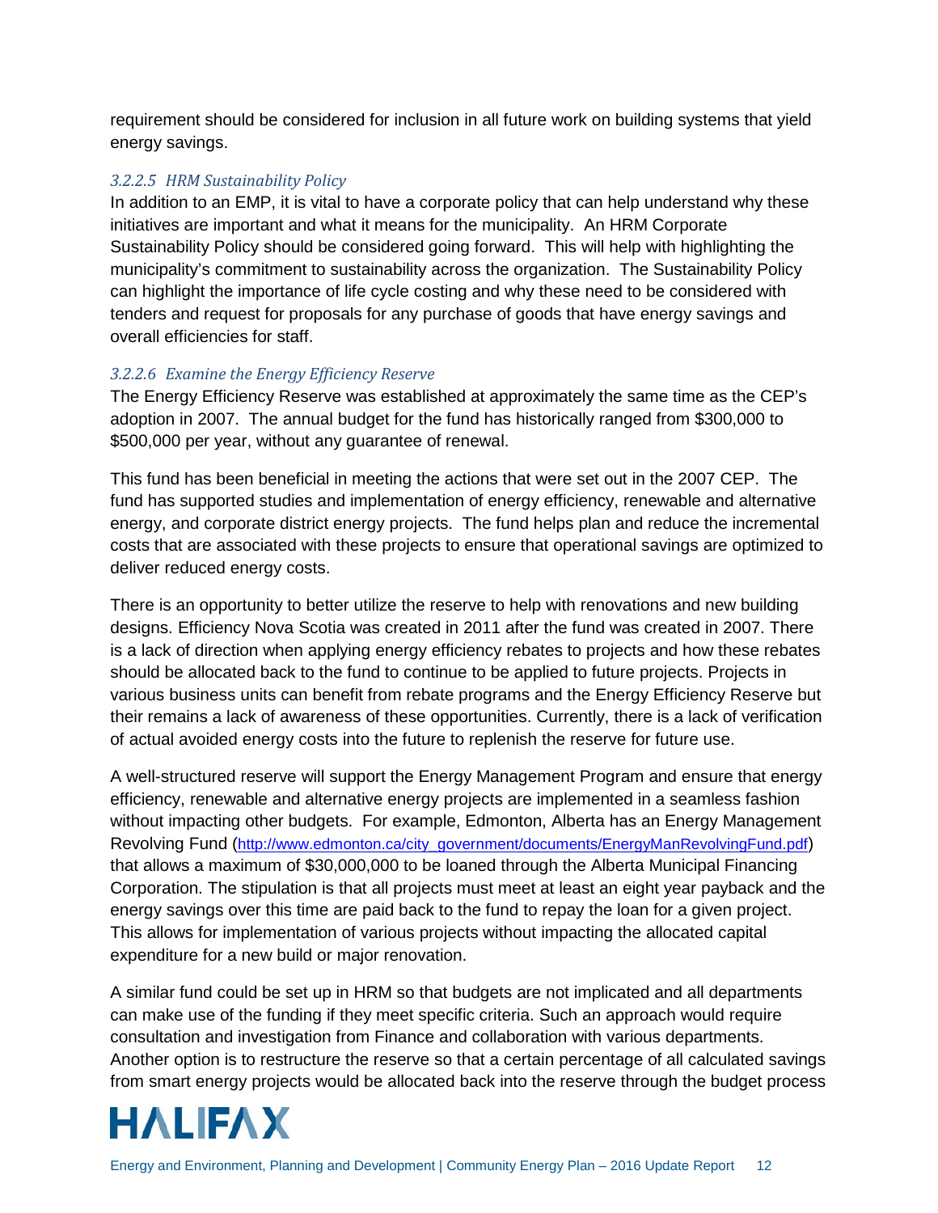requirement should be considered for inclusion in all future work on building systems that yield energy savings.

#### *3.2.2.5 HRM Sustainability Policy*

In addition to an EMP, it is vital to have a corporate policy that can help understand why these initiatives are important and what it means for the municipality. An HRM Corporate Sustainability Policy should be considered going forward. This will help with highlighting the municipality's commitment to sustainability across the organization. The Sustainability Policy can highlight the importance of life cycle costing and why these need to be considered with tenders and request for proposals for any purchase of goods that have energy savings and overall efficiencies for staff.

#### *3.2.2.6 Examine the Energy Efficiency Reserve*

The Energy Efficiency Reserve was established at approximately the same time as the CEP's adoption in 2007. The annual budget for the fund has historically ranged from $300,000 to $500,000 per year, without any guarantee of renewal.

This fund has been beneficial in meeting the actions that were set out in the 2007 CEP. The fund has supported studies and implementation of energy efficiency, renewable and alternative energy, and corporate district energy projects. The fund helps plan and reduce the incremental costs that are associated with these projects to ensure that operational savings are optimized to deliver reduced energy costs.

There is an opportunity to better utilize the reserve to help with renovations and new building designs. Efficiency Nova Scotia was created in 2011 after the fund was created in 2007. There is a lack of direction when applying energy efficiency rebates to projects and how these rebates should be allocated back to the fund to continue to be applied to future projects. Projects in various business units can benefit from rebate programs and the Energy Efficiency Reserve but their remains a lack of awareness of these opportunities. Currently, there is a lack of verification of actual avoided energy costs into the future to replenish the reserve for future use.

A well-structured reserve will support the Energy Management Program and ensure that energy efficiency, renewable and alternative energy projects are implemented in a seamless fashion without impacting other budgets. For example, Edmonton, Alberta has an Energy Management Revolving Fund (http://www.edmonton.ca/city_government/documents/EnergyManRevolvingFund.pdf) that allows a maximum of $30,000,000 to be loaned through the Alberta Municipal Financing Corporation. The stipulation is that all projects must meet at least an eight year payback and the energy savings over this time are paid back to the fund to repay the loan for a given project. This allows for implementation of various projects without impacting the allocated capital expenditure for a new build or major renovation.

A similar fund could be set up in HRM so that budgets are not implicated and all departments can make use of the funding if they meet specific criteria. Such an approach would require consultation and investigation from Finance and collaboration with various departments. Another option is to restructure the reserve so that a certain percentage of all calculated savings from smart energy projects would be allocated back into the reserve through the budget process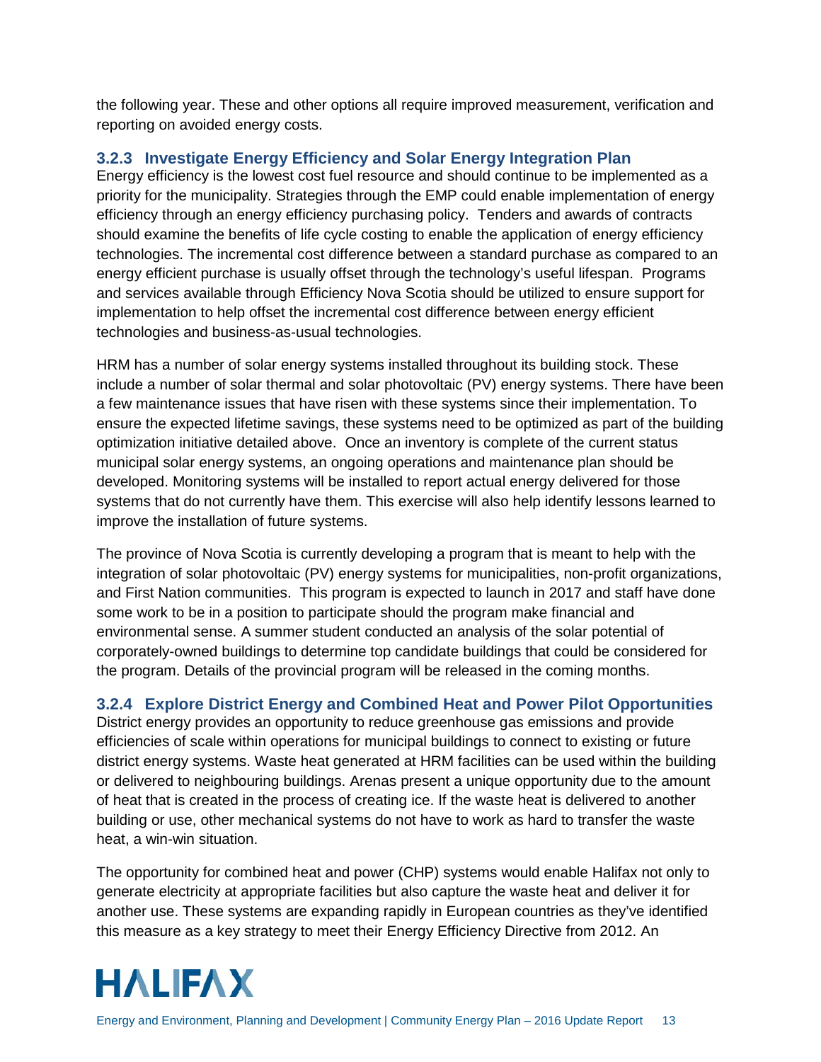the following year. These and other options all require improved measurement, verification and reporting on avoided energy costs.

### 3.2.3 Investigate Energy Efficiency and Solar Energy Integration Plan

Energy efficiency is the lowest cost fuel resource and should continue to be implemented as a priority for the municipality. Strategies through the EMP could enable implementation of energy efficiency through an energy efficiency purchasing policy. Tenders and awards of contracts should examine the benefits of life cycle costing to enable the application of energy efficiency technologies. The incremental cost difference between a standard purchase as compared to an energy efficient purchase is usually offset through the technology's useful lifespan. Programs and services available through Efficiency Nova Scotia should be utilized to ensure support for implementation to help offset the incremental cost difference between energy efficient technologies and business-as-usual technologies.

HRM has a number of solar energy systems installed throughout its building stock. These include a number of solar thermal and solar photovoltaic (PV) energy systems. There have been a few maintenance issues that have risen with these systems since their implementation. To ensure the expected lifetime savings, these systems need to be optimized as part of the building optimization initiative detailed above. Once an inventory is complete of the current status municipal solar energy systems, an ongoing operations and maintenance plan should be developed. Monitoring systems will be installed to report actual energy delivered for those systems that do not currently have them. This exercise will also help identify lessons learned to improve the installation of future systems.

The province of Nova Scotia is currently developing a program that is meant to help with the integration of solar photovoltaic (PV) energy systems for municipalities, non-profit organizations, and First Nation communities. This program is expected to launch in 2017 and staff have done some work to be in a position to participate should the program make financial and environmental sense. A summer student conducted an analysis of the solar potential of corporately-owned buildings to determine top candidate buildings that could be considered for the program. Details of the provincial program will be released in the coming months.

### 3.2.4 Explore District Energy and Combined Heat and Power Pilot Opportunities

District energy provides an opportunity to reduce greenhouse gas emissions and provide efficiencies of scale within operations for municipal buildings to connect to existing or future district energy systems. Waste heat generated at HRM facilities can be used within the building or delivered to neighbouring buildings. Arenas present a unique opportunity due to the amount of heat that is created in the process of creating ice. If the waste heat is delivered to another building or use, other mechanical systems do not have to work as hard to transfer the waste heat, a win-win situation.

The opportunity for combined heat and power (CHP) systems would enable Halifax not only to generate electricity at appropriate facilities but also capture the waste heat and deliver it for another use. These systems are expanding rapidly in European countries as they've identified this measure as a key strategy to meet their Energy Efficiency Directive from 2012. An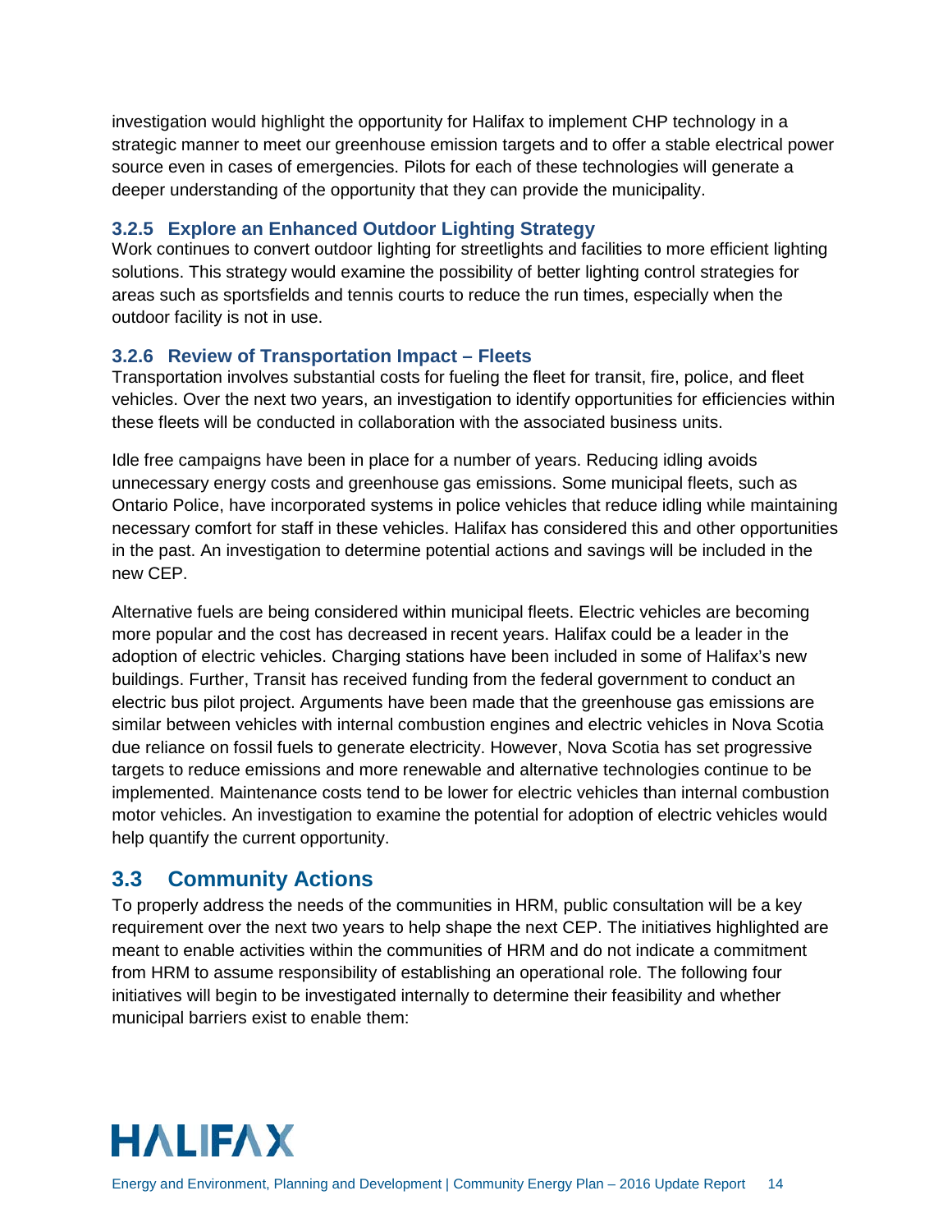investigation would highlight the opportunity for Halifax to implement CHP technology in a strategic manner to meet our greenhouse emission targets and to offer a stable electrical power source even in cases of emergencies. Pilots for each of these technologies will generate a deeper understanding of the opportunity that they can provide the municipality.

### 3.2.5 Explore an Enhanced Outdoor Lighting Strategy

Work continues to convert outdoor lighting for streetlights and facilities to more efficient lighting solutions. This strategy would examine the possibility of better lighting control strategies for areas such as sportsfields and tennis courts to reduce the run times, especially when the outdoor facility is not in use.

### 3.2.6 Review of Transportation Impact – Fleets

Transportation involves substantial costs for fueling the fleet for transit, fire, police, and fleet vehicles. Over the next two years, an investigation to identify opportunities for efficiencies within these fleets will be conducted in collaboration with the associated business units.

Idle free campaigns have been in place for a number of years. Reducing idling avoids unnecessary energy costs and greenhouse gas emissions. Some municipal fleets, such as Ontario Police, have incorporated systems in police vehicles that reduce idling while maintaining necessary comfort for staff in these vehicles. Halifax has considered this and other opportunities in the past. An investigation to determine potential actions and savings will be included in the new CEP.

Alternative fuels are being considered within municipal fleets. Electric vehicles are becoming more popular and the cost has decreased in recent years. Halifax could be a leader in the adoption of electric vehicles. Charging stations have been included in some of Halifax's new buildings. Further, Transit has received funding from the federal government to conduct an electric bus pilot project. Arguments have been made that the greenhouse gas emissions are similar between vehicles with internal combustion engines and electric vehicles in Nova Scotia due reliance on fossil fuels to generate electricity. However, Nova Scotia has set progressive targets to reduce emissions and more renewable and alternative technologies continue to be implemented. Maintenance costs tend to be lower for electric vehicles than internal combustion motor vehicles. An investigation to examine the potential for adoption of electric vehicles would help quantify the current opportunity.

## 3.3 Community Actions

To properly address the needs of the communities in HRM, public consultation will be a key requirement over the next two years to help shape the next CEP. The initiatives highlighted are meant to enable activities within the communities of HRM and do not indicate a commitment from HRM to assume responsibility of establishing an operational role. The following four initiatives will begin to be investigated internally to determine their feasibility and whether municipal barriers exist to enable them: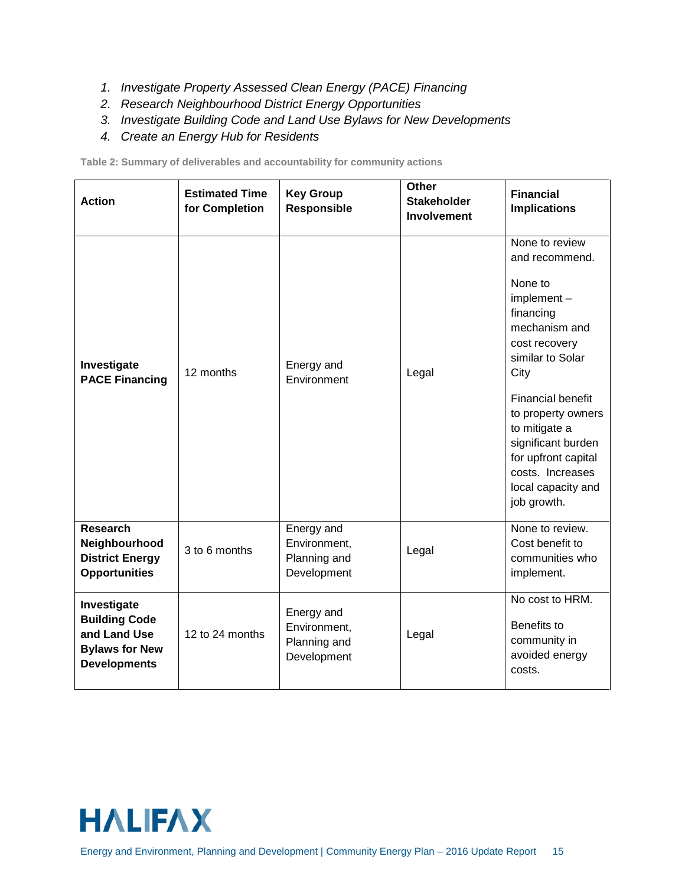1. *Investigate Property Assessed Clean Energy (PACE) Financing*
2. *Research Neighbourhood District Energy Opportunities*
3. *Investigate Building Code and Land Use Bylaws for New Developments*
4. *Create an Energy Hub for Residents*

**Table 2: Summary of deliverables and accountability for community actions**

| Action | Estimated Time for Completion | Key Group Responsible | Other Stakeholder Involvement | Financial Implications |
|---|---|---|---|---|
| **Investigate PACE Financing** | 12 months | Energy and Environment | Legal | None to review and recommend.<br><br>None to implement – financing mechanism and cost recovery similar to Solar City<br><br>Financial benefit to property owners to mitigate a significant burden for upfront capital costs. Increases local capacity and job growth. |
| **Research Neighbourhood District Energy Opportunities** | 3 to 6 months | Energy and Environment, Planning and Development | Legal | None to review. Cost benefit to communities who implement. |
| **Investigate Building Code and Land Use Bylaws for New Developments** | 12 to 24 months | Energy and Environment, Planning and Development | Legal | No cost to HRM.<br><br>Benefits to community in avoided energy costs. |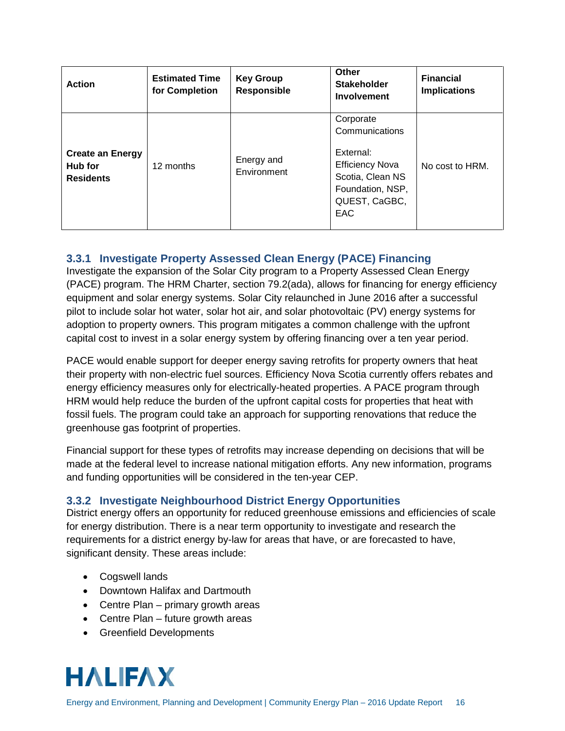| Action | Estimated Time for Completion | Key Group Responsible | Other Stakeholder Involvement | Financial Implications |
|---|---|---|---|---|
| **Create an Energy Hub for Residents** | 12 months | Energy and Environment | Corporate Communications<br><br>External: Efficiency Nova Scotia, Clean NS Foundation, NSP, QUEST, CaGBC, EAC | No cost to HRM. |

### 3.3.1 Investigate Property Assessed Clean Energy (PACE) Financing

Investigate the expansion of the Solar City program to a Property Assessed Clean Energy (PACE) program. The HRM Charter, section 79.2(ada), allows for financing for energy efficiency equipment and solar energy systems. Solar City relaunched in June 2016 after a successful pilot to include solar hot water, solar hot air, and solar photovoltaic (PV) energy systems for adoption to property owners. This program mitigates a common challenge with the upfront capital cost to invest in a solar energy system by offering financing over a ten year period.

PACE would enable support for deeper energy saving retrofits for property owners that heat their property with non-electric fuel sources. Efficiency Nova Scotia currently offers rebates and energy efficiency measures only for electrically-heated properties. A PACE program through HRM would help reduce the burden of the upfront capital costs for properties that heat with fossil fuels. The program could take an approach for supporting renovations that reduce the greenhouse gas footprint of properties.

Financial support for these types of retrofits may increase depending on decisions that will be made at the federal level to increase national mitigation efforts. Any new information, programs and funding opportunities will be considered in the ten-year CEP.

### 3.3.2 Investigate Neighbourhood District Energy Opportunities

District energy offers an opportunity for reduced greenhouse emissions and efficiencies of scale for energy distribution. There is a near term opportunity to investigate and research the requirements for a district energy by-law for areas that have, or are forecasted to have, significant density. These areas include:

- Cogswell lands
- Downtown Halifax and Dartmouth
- Centre Plan – primary growth areas
- Centre Plan – future growth areas
- Greenfield Developments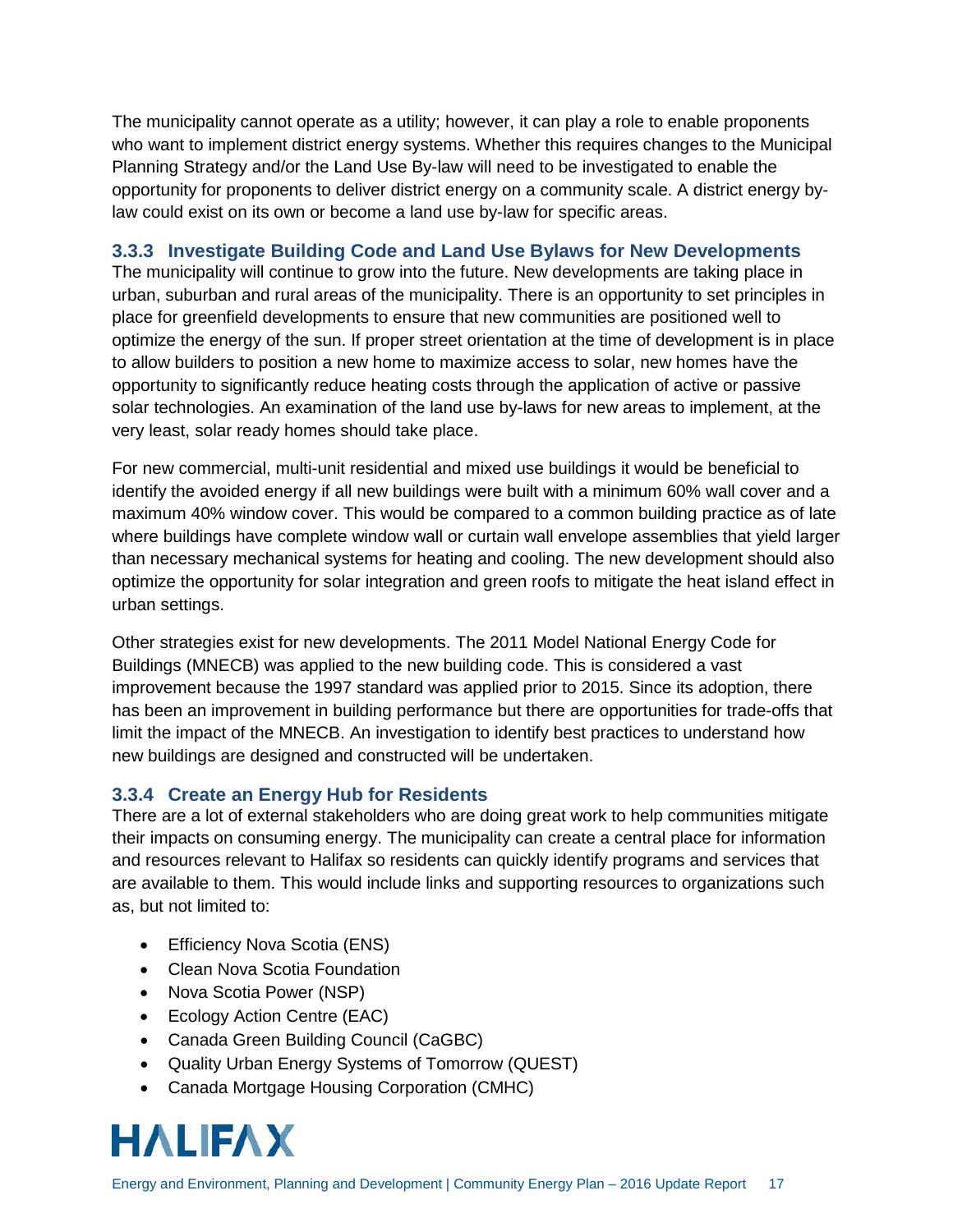The municipality cannot operate as a utility; however, it can play a role to enable proponents who want to implement district energy systems. Whether this requires changes to the Municipal Planning Strategy and/or the Land Use By-law will need to be investigated to enable the opportunity for proponents to deliver district energy on a community scale. A district energy by-law could exist on its own or become a land use by-law for specific areas.

### 3.3.3 Investigate Building Code and Land Use Bylaws for New Developments

The municipality will continue to grow into the future. New developments are taking place in urban, suburban and rural areas of the municipality. There is an opportunity to set principles in place for greenfield developments to ensure that new communities are positioned well to optimize the energy of the sun. If proper street orientation at the time of development is in place to allow builders to position a new home to maximize access to solar, new homes have the opportunity to significantly reduce heating costs through the application of active or passive solar technologies. An examination of the land use by-laws for new areas to implement, at the very least, solar ready homes should take place.

For new commercial, multi-unit residential and mixed use buildings it would be beneficial to identify the avoided energy if all new buildings were built with a minimum 60% wall cover and a maximum 40% window cover. This would be compared to a common building practice as of late where buildings have complete window wall or curtain wall envelope assemblies that yield larger than necessary mechanical systems for heating and cooling. The new development should also optimize the opportunity for solar integration and green roofs to mitigate the heat island effect in urban settings.

Other strategies exist for new developments. The 2011 Model National Energy Code for Buildings (MNECB) was applied to the new building code. This is considered a vast improvement because the 1997 standard was applied prior to 2015. Since its adoption, there has been an improvement in building performance but there are opportunities for trade-offs that limit the impact of the MNECB. An investigation to identify best practices to understand how new buildings are designed and constructed will be undertaken.

### 3.3.4 Create an Energy Hub for Residents

There are a lot of external stakeholders who are doing great work to help communities mitigate their impacts on consuming energy. The municipality can create a central place for information and resources relevant to Halifax so residents can quickly identify programs and services that are available to them. This would include links and supporting resources to organizations such as, but not limited to:

- Efficiency Nova Scotia (ENS)
- Clean Nova Scotia Foundation
- Nova Scotia Power (NSP)
- Ecology Action Centre (EAC)
- Canada Green Building Council (CaGBC)
- Quality Urban Energy Systems of Tomorrow (QUEST)
- Canada Mortgage Housing Corporation (CMHC)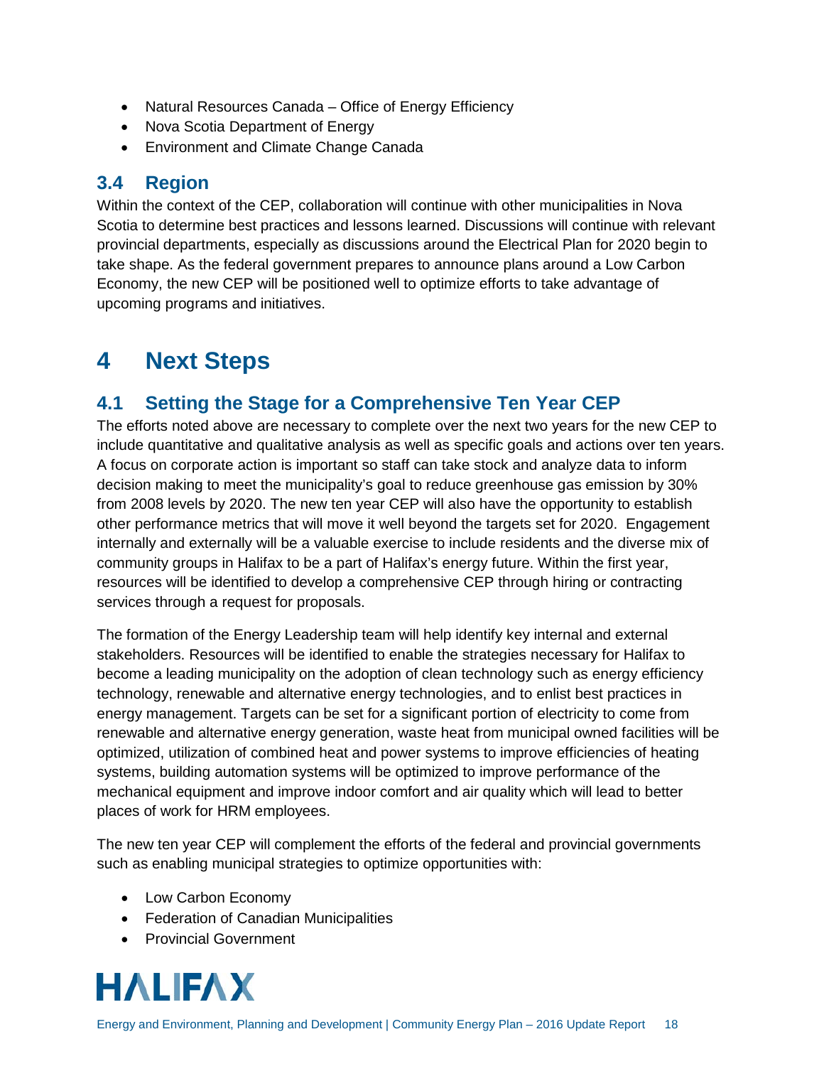- Natural Resources Canada – Office of Energy Efficiency
- Nova Scotia Department of Energy
- Environment and Climate Change Canada

## 3.4 Region

Within the context of the CEP, collaboration will continue with other municipalities in Nova Scotia to determine best practices and lessons learned. Discussions will continue with relevant provincial departments, especially as discussions around the Electrical Plan for 2020 begin to take shape. As the federal government prepares to announce plans around a Low Carbon Economy, the new CEP will be positioned well to optimize efforts to take advantage of upcoming programs and initiatives.

# 4 Next Steps

## 4.1 Setting the Stage for a Comprehensive Ten Year CEP

The efforts noted above are necessary to complete over the next two years for the new CEP to include quantitative and qualitative analysis as well as specific goals and actions over ten years. A focus on corporate action is important so staff can take stock and analyze data to inform decision making to meet the municipality's goal to reduce greenhouse gas emission by 30% from 2008 levels by 2020. The new ten year CEP will also have the opportunity to establish other performance metrics that will move it well beyond the targets set for 2020. Engagement internally and externally will be a valuable exercise to include residents and the diverse mix of community groups in Halifax to be a part of Halifax's energy future. Within the first year, resources will be identified to develop a comprehensive CEP through hiring or contracting services through a request for proposals.

The formation of the Energy Leadership team will help identify key internal and external stakeholders. Resources will be identified to enable the strategies necessary for Halifax to become a leading municipality on the adoption of clean technology such as energy efficiency technology, renewable and alternative energy technologies, and to enlist best practices in energy management. Targets can be set for a significant portion of electricity to come from renewable and alternative energy generation, waste heat from municipal owned facilities will be optimized, utilization of combined heat and power systems to improve efficiencies of heating systems, building automation systems will be optimized to improve performance of the mechanical equipment and improve indoor comfort and air quality which will lead to better places of work for HRM employees.

The new ten year CEP will complement the efforts of the federal and provincial governments such as enabling municipal strategies to optimize opportunities with:

- Low Carbon Economy
- Federation of Canadian Municipalities
- Provincial Government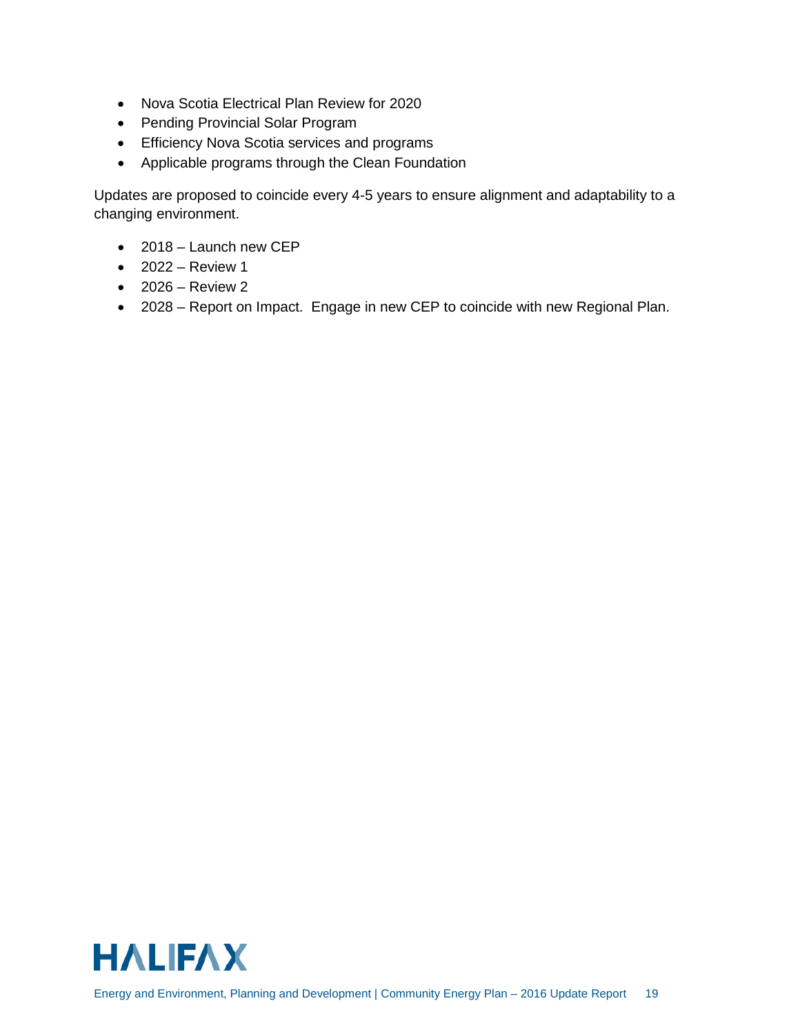- Nova Scotia Electrical Plan Review for 2020
- Pending Provincial Solar Program
- Efficiency Nova Scotia services and programs
- Applicable programs through the Clean Foundation

Updates are proposed to coincide every 4-5 years to ensure alignment and adaptability to a changing environment.

- 2018 – Launch new CEP
- 2022 – Review 1
- 2026 – Review 2
- 2028 – Report on Impact. Engage in new CEP to coincide with new Regional Plan.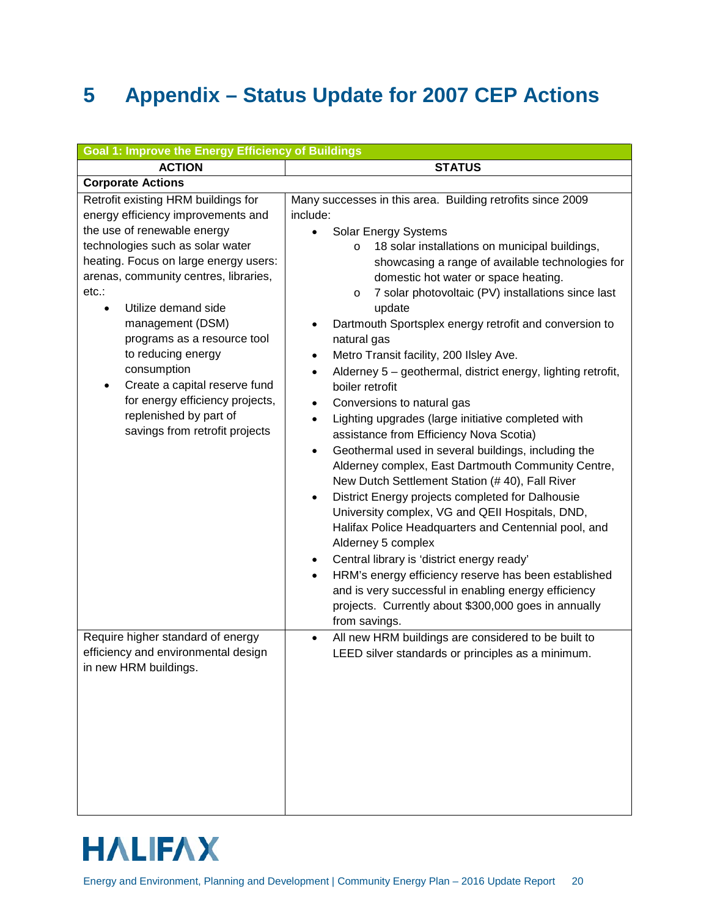# 5 Appendix – Status Update for 2007 CEP Actions

| Goal 1: Improve the Energy Efficiency of Buildings | |
|---|---|
| **ACTION** | **STATUS** |
| **Corporate Actions** | |
| Retrofit existing HRM buildings for energy efficiency improvements and the use of renewable energy technologies such as solar water heating. Focus on large energy users: arenas, community centres, libraries, etc.:<br>• Utilize demand side management (DSM) programs as a resource tool to reducing energy consumption<br>• Create a capital reserve fund for energy efficiency projects, replenished by part of savings from retrofit projects | Many successes in this area. Building retrofits since 2009 include:<br>• Solar Energy Systems<br>  o 18 solar installations on municipal buildings, showcasing a range of available technologies for domestic hot water or space heating.<br>  o 7 solar photovoltaic (PV) installations since last update<br>• Dartmouth Sportsplex energy retrofit and conversion to natural gas<br>• Metro Transit facility, 200 Ilsley Ave.<br>• Alderney 5 – geothermal, district energy, lighting retrofit, boiler retrofit<br>• Conversions to natural gas<br>• Lighting upgrades (large initiative completed with assistance from Efficiency Nova Scotia)<br>• Geothermal used in several buildings, including the Alderney complex, East Dartmouth Community Centre, New Dutch Settlement Station (# 40), Fall River<br>• District Energy projects completed for Dalhousie University complex, VG and QEII Hospitals, DND, Halifax Police Headquarters and Centennial pool, and Alderney 5 complex<br>• Central library is 'district energy ready'<br>• HRM's energy efficiency reserve has been established and is very successful in enabling energy efficiency projects. Currently about $300,000 goes in annually from savings. |
| Require higher standard of energy efficiency and environmental design in new HRM buildings. | • All new HRM buildings are considered to be built to LEED silver standards or principles as a minimum. |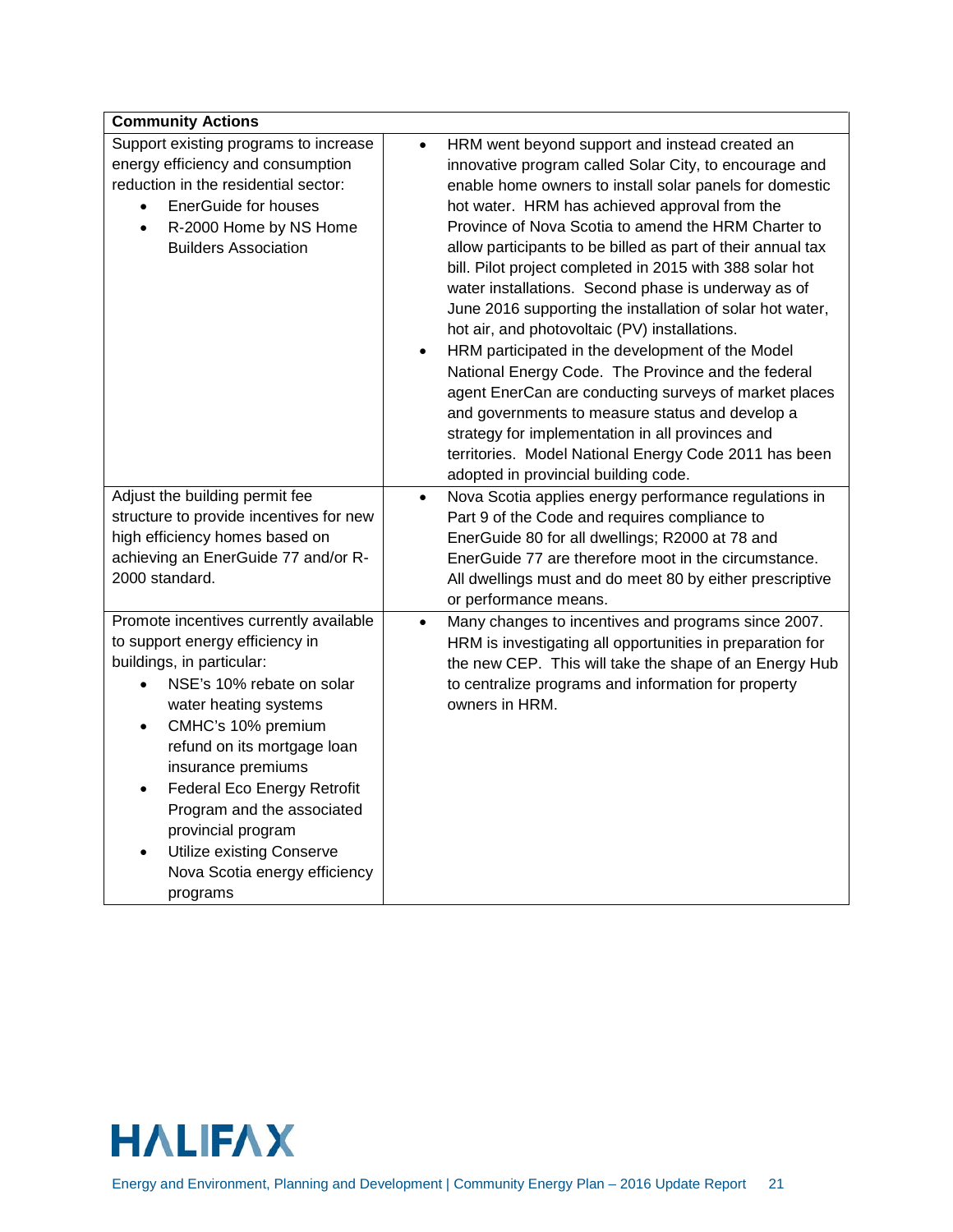| Community Actions | |
|---|---|
| Support existing programs to increase energy efficiency and consumption reduction in the residential sector:<br>• EnerGuide for houses<br>• R-2000 Home by NS Home Builders Association | • HRM went beyond support and instead created an innovative program called Solar City, to encourage and enable home owners to install solar panels for domestic hot water. HRM has achieved approval from the Province of Nova Scotia to amend the HRM Charter to allow participants to be billed as part of their annual tax bill. Pilot project completed in 2015 with 388 solar hot water installations. Second phase is underway as of June 2016 supporting the installation of solar hot water, hot air, and photovoltaic (PV) installations.<br>• HRM participated in the development of the Model National Energy Code. The Province and the federal agent EnerCan are conducting surveys of market places and governments to measure status and develop a strategy for implementation in all provinces and territories. Model National Energy Code 2011 has been adopted in provincial building code. |
| Adjust the building permit fee structure to provide incentives for new high efficiency homes based on achieving an EnerGuide 77 and/or R-2000 standard. | • Nova Scotia applies energy performance regulations in Part 9 of the Code and requires compliance to EnerGuide 80 for all dwellings; R2000 at 78 and EnerGuide 77 are therefore moot in the circumstance. All dwellings must and do meet 80 by either prescriptive or performance means. |
| Promote incentives currently available to support energy efficiency in buildings, in particular:<br>• NSE's 10% rebate on solar water heating systems<br>• CMHC's 10% premium refund on its mortgage loan insurance premiums<br>• Federal Eco Energy Retrofit Program and the associated provincial program<br>• Utilize existing Conserve Nova Scotia energy efficiency programs | • Many changes to incentives and programs since 2007. HRM is investigating all opportunities in preparation for the new CEP. This will take the shape of an Energy Hub to centralize programs and information for property owners in HRM. |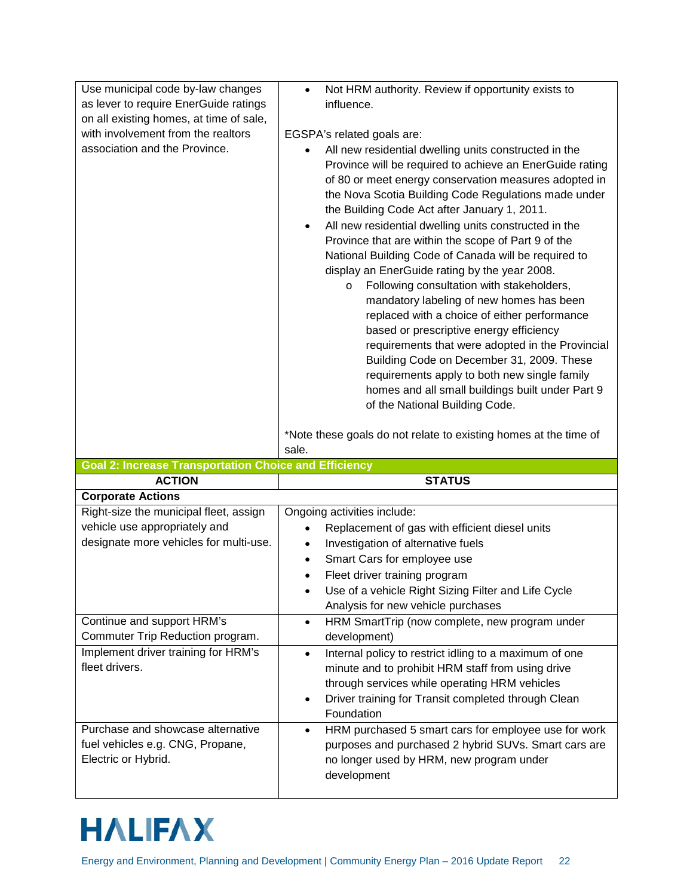| | |
|---|---|
| Use municipal code by-law changes as lever to require EnerGuide ratings on all existing homes, at time of sale, with involvement from the realtors association and the Province. | • Not HRM authority. Review if opportunity exists to influence.<br><br>EGSPA's related goals are:<br>• All new residential dwelling units constructed in the Province will be required to achieve an EnerGuide rating of 80 or meet energy conservation measures adopted in the Nova Scotia Building Code Regulations made under the Building Code Act after January 1, 2011.<br>• All new residential dwelling units constructed in the Province that are within the scope of Part 9 of the National Building Code of Canada will be required to display an EnerGuide rating by the year 2008.<br>  o Following consultation with stakeholders, mandatory labeling of new homes has been replaced with a choice of either performance based or prescriptive energy efficiency requirements that were adopted in the Provincial Building Code on December 31, 2009. These requirements apply to both new single family homes and all small buildings built under Part 9 of the National Building Code.<br><br>*Note these goals do not relate to existing homes at the time of sale. |
| **Goal 2: Increase Transportation Choice and Efficiency** | |
| **ACTION** | **STATUS** |
| **Corporate Actions** | |
| Right-size the municipal fleet, assign vehicle use appropriately and designate more vehicles for multi-use. | Ongoing activities include:<br>• Replacement of gas with efficient diesel units<br>• Investigation of alternative fuels<br>• Smart Cars for employee use<br>• Fleet driver training program<br>• Use of a vehicle Right Sizing Filter and Life Cycle Analysis for new vehicle purchases |
| Continue and support HRM's Commuter Trip Reduction program. | • HRM SmartTrip (now complete, new program under development) |
| Implement driver training for HRM's fleet drivers. | • Internal policy to restrict idling to a maximum of one minute and to prohibit HRM staff from using drive through services while operating HRM vehicles<br>• Driver training for Transit completed through Clean Foundation |
| Purchase and showcase alternative fuel vehicles e.g. CNG, Propane, Electric or Hybrid. | • HRM purchased 5 smart cars for employee use for work purposes and purchased 2 hybrid SUVs. Smart cars are no longer used by HRM, new program under development |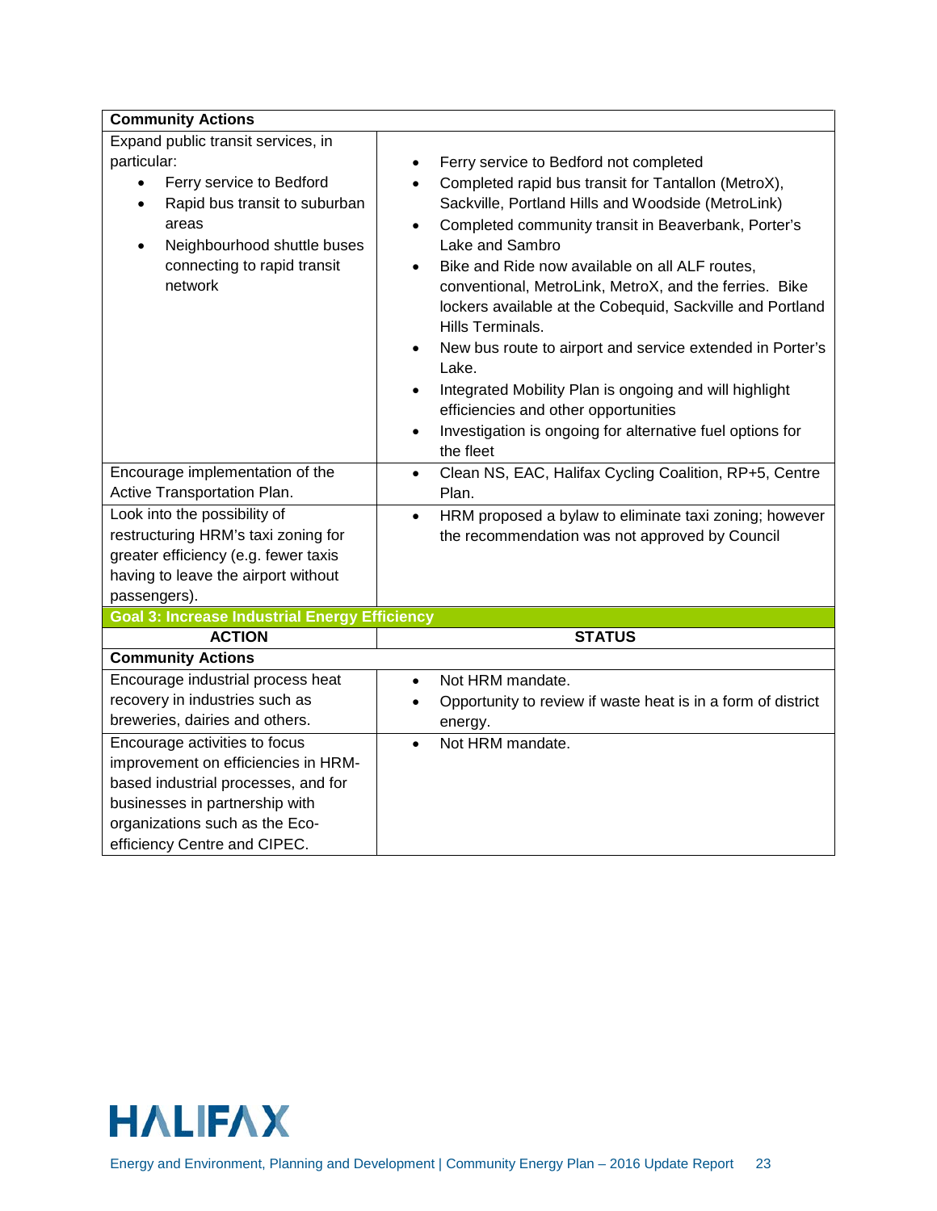| Community Actions | |
|---|---|
| Expand public transit services, in particular:<br>• Ferry service to Bedford<br>• Rapid bus transit to suburban areas<br>• Neighbourhood shuttle buses connecting to rapid transit network | • Ferry service to Bedford not completed<br>• Completed rapid bus transit for Tantallon (MetroX), Sackville, Portland Hills and Woodside (MetroLink)<br>• Completed community transit in Beaverbank, Porter's Lake and Sambro<br>• Bike and Ride now available on all ALF routes, conventional, MetroLink, MetroX, and the ferries. Bike lockers available at the Cobequid, Sackville and Portland Hills Terminals.<br>• New bus route to airport and service extended in Porter's Lake.<br>• Integrated Mobility Plan is ongoing and will highlight efficiencies and other opportunities<br>• Investigation is ongoing for alternative fuel options for the fleet |
| Encourage implementation of the Active Transportation Plan. | • Clean NS, EAC, Halifax Cycling Coalition, RP+5, Centre Plan. |
| Look into the possibility of restructuring HRM's taxi zoning for greater efficiency (e.g. fewer taxis having to leave the airport without passengers). | • HRM proposed a bylaw to eliminate taxi zoning; however the recommendation was not approved by Council |
| **Goal 3: Increase Industrial Energy Efficiency** | |
| **ACTION** | **STATUS** |
| **Community Actions** | |
| Encourage industrial process heat recovery in industries such as breweries, dairies and others. | • Not HRM mandate.<br>• Opportunity to review if waste heat is in a form of district energy. |
| Encourage activities to focus improvement on efficiencies in HRM-based industrial processes, and for businesses in partnership with organizations such as the Eco-efficiency Centre and CIPEC. | • Not HRM mandate. |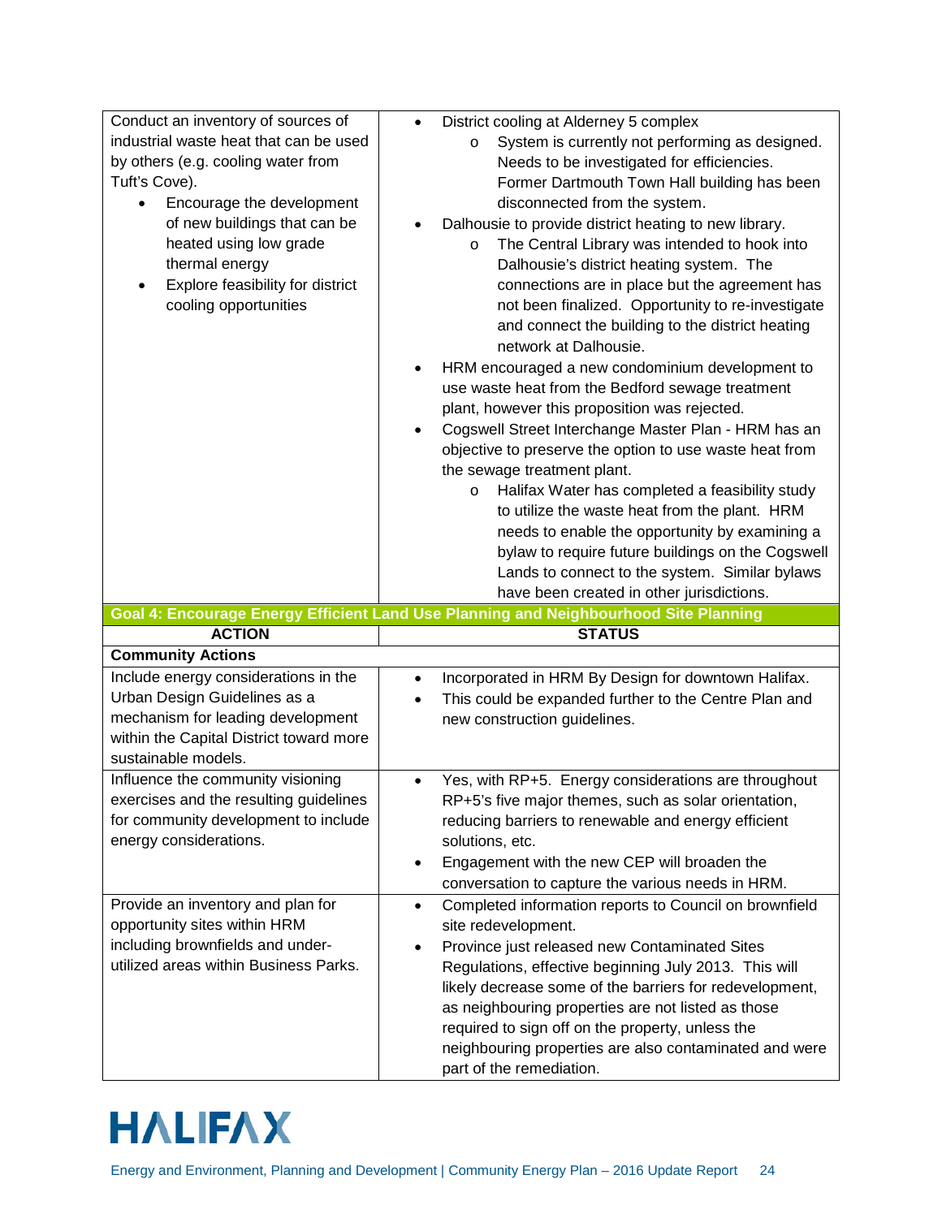| | |
|---|---|
| Conduct an inventory of sources of industrial waste heat that can be used by others (e.g. cooling water from Tuft's Cove).<br>• Encourage the development of new buildings that can be heated using low grade thermal energy<br>• Explore feasibility for district cooling opportunities | • District cooling at Alderney 5 complex<br>  o System is currently not performing as designed. Needs to be investigated for efficiencies. Former Dartmouth Town Hall building has been disconnected from the system.<br>• Dalhousie to provide district heating to new library.<br>  o The Central Library was intended to hook into Dalhousie's district heating system. The connections are in place but the agreement has not been finalized. Opportunity to re-investigate and connect the building to the district heating network at Dalhousie.<br>• HRM encouraged a new condominium development to use waste heat from the Bedford sewage treatment plant, however this proposition was rejected.<br>• Cogswell Street Interchange Master Plan - HRM has an objective to preserve the option to use waste heat from the sewage treatment plant.<br>  o Halifax Water has completed a feasibility study to utilize the waste heat from the plant. HRM needs to enable the opportunity by examining a bylaw to require future buildings on the Cogswell Lands to connect to the system. Similar bylaws have been created in other jurisdictions. |
| **Goal 4: Encourage Energy Efficient Land Use Planning and Neighbourhood Site Planning** | |
| **ACTION** | **STATUS** |
| **Community Actions** | |
| Include energy considerations in the Urban Design Guidelines as a mechanism for leading development within the Capital District toward more sustainable models. | • Incorporated in HRM By Design for downtown Halifax.<br>• This could be expanded further to the Centre Plan and new construction guidelines. |
| Influence the community visioning exercises and the resulting guidelines for community development to include energy considerations. | • Yes, with RP+5. Energy considerations are throughout RP+5's five major themes, such as solar orientation, reducing barriers to renewable and energy efficient solutions, etc.<br>• Engagement with the new CEP will broaden the conversation to capture the various needs in HRM. |
| Provide an inventory and plan for opportunity sites within HRM including brownfields and under-utilized areas within Business Parks. | • Completed information reports to Council on brownfield site redevelopment.<br>• Province just released new Contaminated Sites Regulations, effective beginning July 2013. This will likely decrease some of the barriers for redevelopment, as neighbouring properties are not listed as those required to sign off on the property, unless the neighbouring properties are also contaminated and were part of the remediation. |

HALIFAX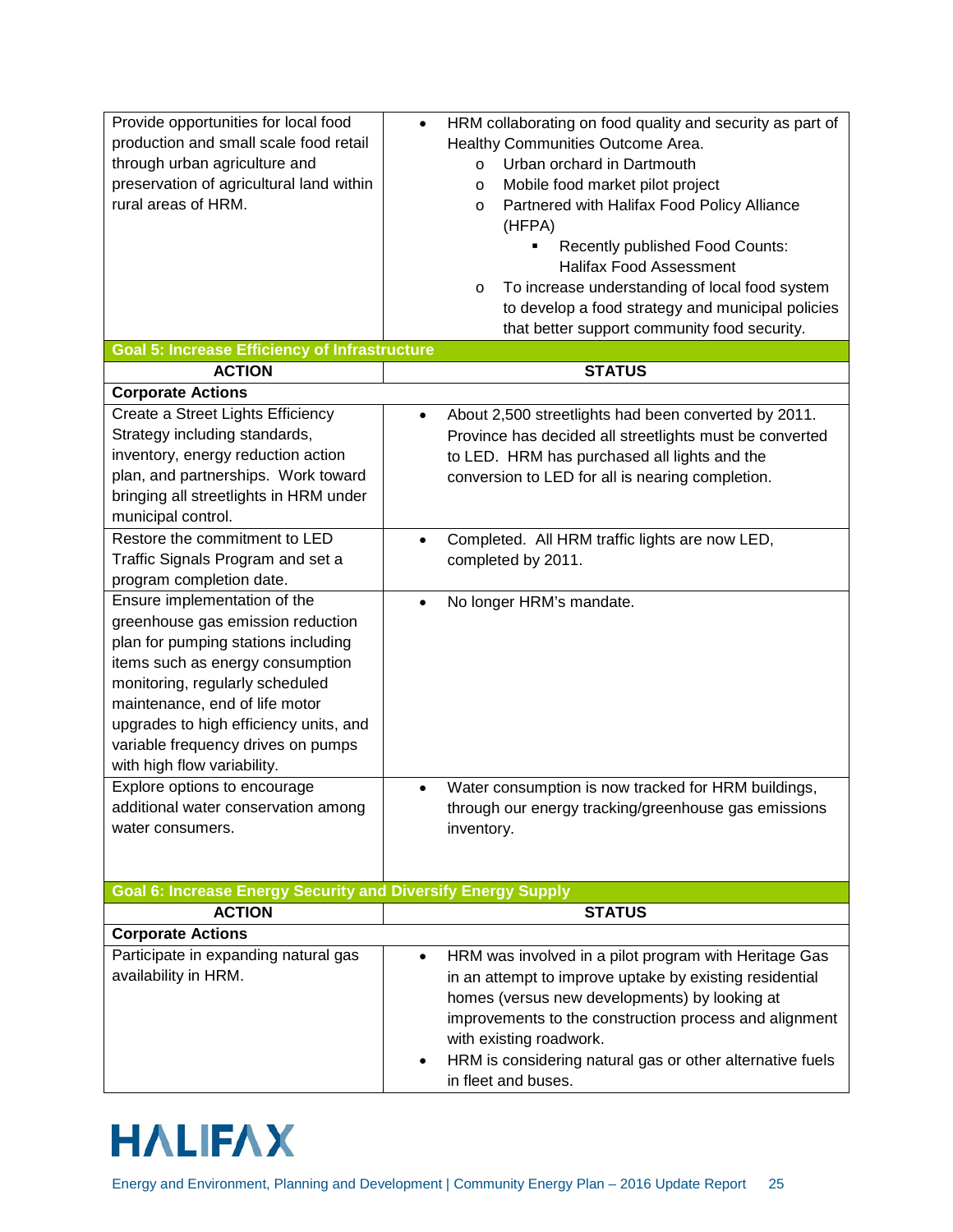| | |
|---|---|
| Provide opportunities for local food production and small scale food retail through urban agriculture and preservation of agricultural land within rural areas of HRM. | • HRM collaborating on food quality and security as part of Healthy Communities Outcome Area.<br>o Urban orchard in Dartmouth<br>o Mobile food market pilot project<br>o Partnered with Halifax Food Policy Alliance (HFPA)<br>▪ Recently published Food Counts: Halifax Food Assessment<br>o To increase understanding of local food system to develop a food strategy and municipal policies that better support community food security. |

**Goal 5: Increase Efficiency of Infrastructure**

| ACTION | STATUS |
|---|---|
| **Corporate Actions** | |
| Create a Street Lights Efficiency Strategy including standards, inventory, energy reduction action plan, and partnerships. Work toward bringing all streetlights in HRM under municipal control. | • About 2,500 streetlights had been converted by 2011. Province has decided all streetlights must be converted to LED. HRM has purchased all lights and the conversion to LED for all is nearing completion. |
| Restore the commitment to LED Traffic Signals Program and set a program completion date. | • Completed. All HRM traffic lights are now LED, completed by 2011. |
| Ensure implementation of the greenhouse gas emission reduction plan for pumping stations including items such as energy consumption monitoring, regularly scheduled maintenance, end of life motor upgrades to high efficiency units, and variable frequency drives on pumps with high flow variability. | • No longer HRM's mandate. |
| Explore options to encourage additional water conservation among water consumers. | • Water consumption is now tracked for HRM buildings, through our energy tracking/greenhouse gas emissions inventory. |

**Goal 6: Increase Energy Security and Diversify Energy Supply**

| ACTION | STATUS |
|---|---|
| **Corporate Actions** | |
| Participate in expanding natural gas availability in HRM. | • HRM was involved in a pilot program with Heritage Gas in an attempt to improve uptake by existing residential homes (versus new developments) by looking at improvements to the construction process and alignment with existing roadwork.<br>• HRM is considering natural gas or other alternative fuels in fleet and buses. |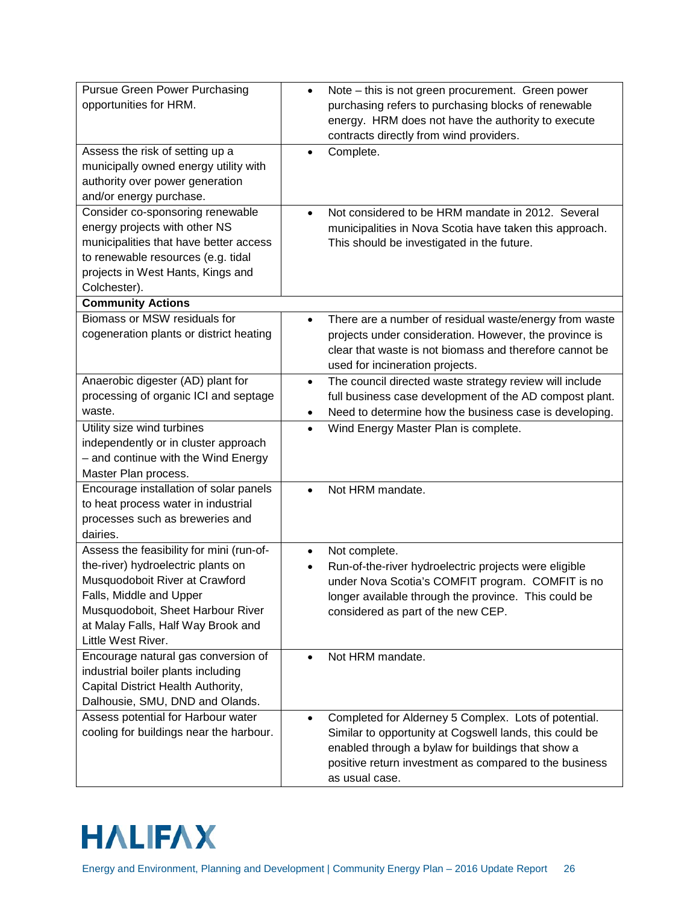| | |
|---|---|
| Pursue Green Power Purchasing opportunities for HRM. | • Note – this is not green procurement. Green power purchasing refers to purchasing blocks of renewable energy. HRM does not have the authority to execute contracts directly from wind providers. |
| Assess the risk of setting up a municipally owned energy utility with authority over power generation and/or energy purchase. | • Complete. |
| Consider co-sponsoring renewable energy projects with other NS municipalities that have better access to renewable resources (e.g. tidal projects in West Hants, Kings and Colchester). | • Not considered to be HRM mandate in 2012. Several municipalities in Nova Scotia have taken this approach. This should be investigated in the future. |
| **Community Actions** | |
| Biomass or MSW residuals for cogeneration plants or district heating | • There are a number of residual waste/energy from waste projects under consideration. However, the province is clear that waste is not biomass and therefore cannot be used for incineration projects. |
| Anaerobic digester (AD) plant for processing of organic ICI and septage waste. | • The council directed waste strategy review will include full business case development of the AD compost plant. <br> • Need to determine how the business case is developing. |
| Utility size wind turbines independently or in cluster approach – and continue with the Wind Energy Master Plan process. | • Wind Energy Master Plan is complete. |
| Encourage installation of solar panels to heat process water in industrial processes such as breweries and dairies. | • Not HRM mandate. |
| Assess the feasibility for mini (run-of-the-river) hydroelectric plants on Musquodoboit River at Crawford Falls, Middle and Upper Musquodoboit, Sheet Harbour River at Malay Falls, Half Way Brook and Little West River. | • Not complete. <br> • Run-of-the-river hydroelectric projects were eligible under Nova Scotia's COMFIT program. COMFIT is no longer available through the province. This could be considered as part of the new CEP. |
| Encourage natural gas conversion of industrial boiler plants including Capital District Health Authority, Dalhousie, SMU, DND and Olands. | • Not HRM mandate. |
| Assess potential for Harbour water cooling for buildings near the harbour. | • Completed for Alderney 5 Complex. Lots of potential. Similar to opportunity at Cogswell lands, this could be enabled through a bylaw for buildings that show a positive return investment as compared to the business as usual case. |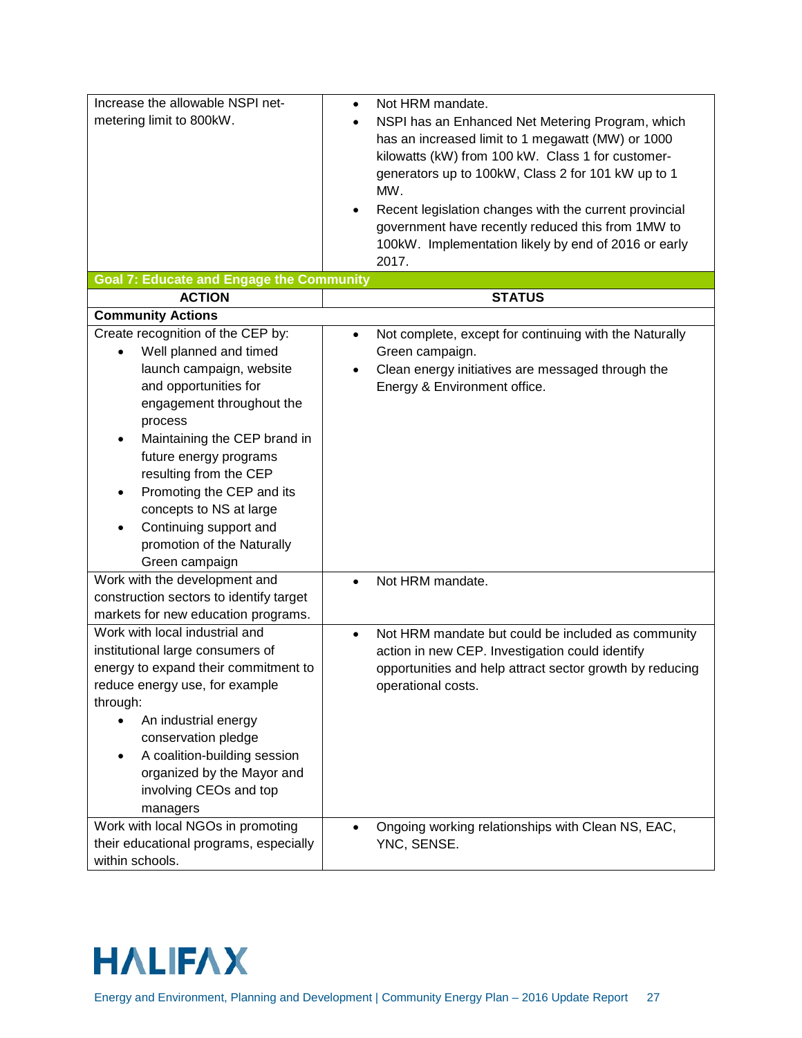| | |
|---|---|
| Increase the allowable NSPI net-metering limit to 800kW. | • Not HRM mandate.<br>• NSPI has an Enhanced Net Metering Program, which has an increased limit to 1 megawatt (MW) or 1000 kilowatts (kW) from 100 kW. Class 1 for customer-generators up to 100kW, Class 2 for 101 kW up to 1 MW.<br>• Recent legislation changes with the current provincial government have recently reduced this from 1MW to 100kW. Implementation likely by end of 2016 or early 2017. |
| **Goal 7: Educate and Engage the Community** | |
| **ACTION** | **STATUS** |
| **Community Actions** | |
| Create recognition of the CEP by:<br>• Well planned and timed launch campaign, website and opportunities for engagement throughout the process<br>• Maintaining the CEP brand in future energy programs resulting from the CEP<br>• Promoting the CEP and its concepts to NS at large<br>• Continuing support and promotion of the Naturally Green campaign | • Not complete, except for continuing with the Naturally Green campaign.<br>• Clean energy initiatives are messaged through the Energy & Environment office. |
| Work with the development and construction sectors to identify target markets for new education programs. | • Not HRM mandate. |
| Work with local industrial and institutional large consumers of energy to expand their commitment to reduce energy use, for example through:<br>• An industrial energy conservation pledge<br>• A coalition-building session organized by the Mayor and involving CEOs and top managers | • Not HRM mandate but could be included as community action in new CEP. Investigation could identify opportunities and help attract sector growth by reducing operational costs. |
| Work with local NGOs in promoting their educational programs, especially within schools. | • Ongoing working relationships with Clean NS, EAC, YNC, SENSE. |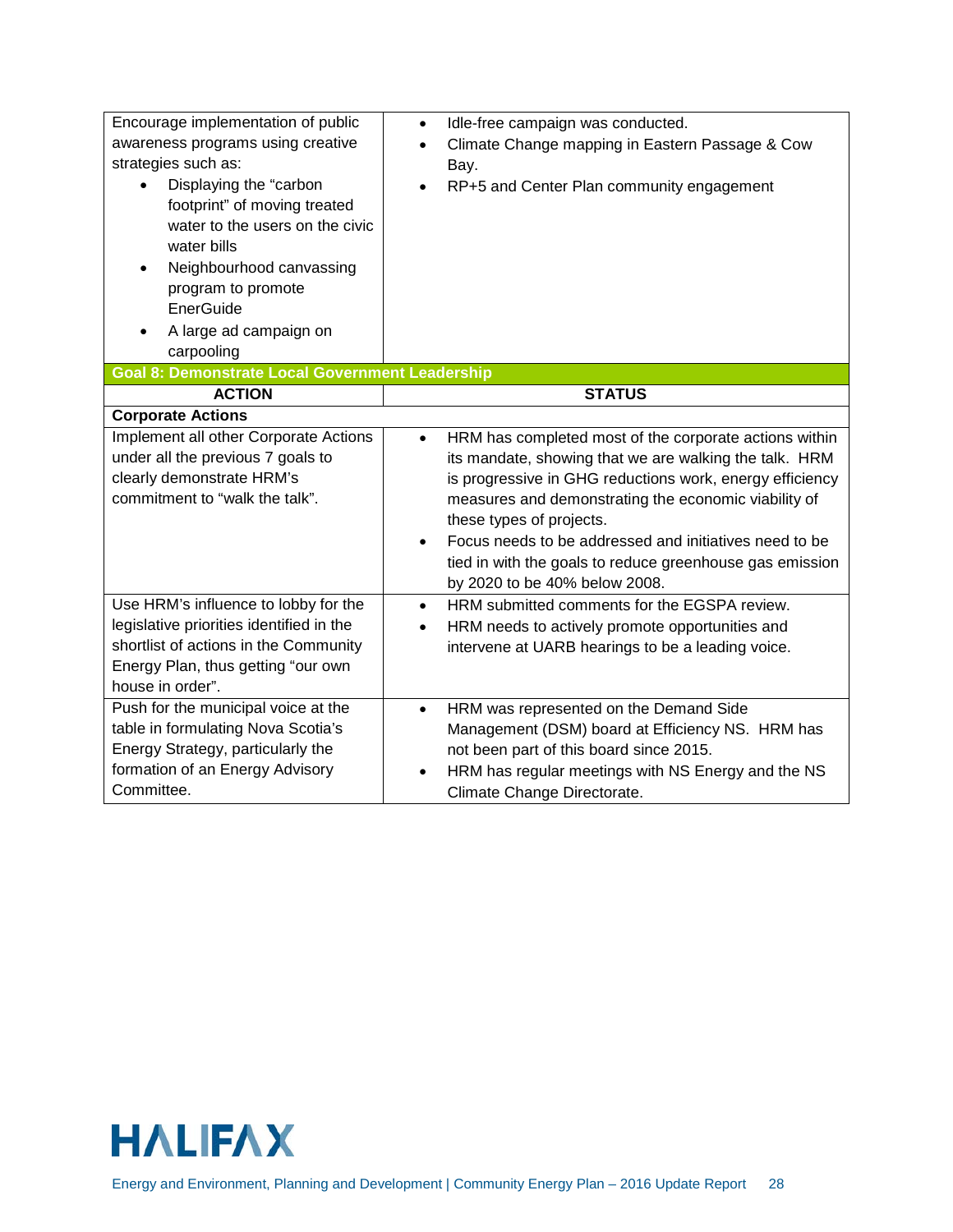| | |
|---|---|
| Encourage implementation of public awareness programs using creative strategies such as:<br>• Displaying the "carbon footprint" of moving treated water to the users on the civic water bills<br>• Neighbourhood canvassing program to promote EnerGuide<br>• A large ad campaign on carpooling | • Idle-free campaign was conducted.<br>• Climate Change mapping in Eastern Passage & Cow Bay.<br>• RP+5 and Center Plan community engagement |
| **Goal 8: Demonstrate Local Government Leadership** | |
| **ACTION** | **STATUS** |
| **Corporate Actions** | |
| Implement all other Corporate Actions under all the previous 7 goals to clearly demonstrate HRM's commitment to "walk the talk". | • HRM has completed most of the corporate actions within its mandate, showing that we are walking the talk. HRM is progressive in GHG reductions work, energy efficiency measures and demonstrating the economic viability of these types of projects.<br>• Focus needs to be addressed and initiatives need to be tied in with the goals to reduce greenhouse gas emission by 2020 to be 40% below 2008. |
| Use HRM's influence to lobby for the legislative priorities identified in the shortlist of actions in the Community Energy Plan, thus getting "our own house in order". | • HRM submitted comments for the EGSPA review.<br>• HRM needs to actively promote opportunities and intervene at UARB hearings to be a leading voice. |
| Push for the municipal voice at the table in formulating Nova Scotia's Energy Strategy, particularly the formation of an Energy Advisory Committee. | • HRM was represented on the Demand Side Management (DSM) board at Efficiency NS. HRM has not been part of this board since 2015.<br>• HRM has regular meetings with NS Energy and the NS Climate Change Directorate. |